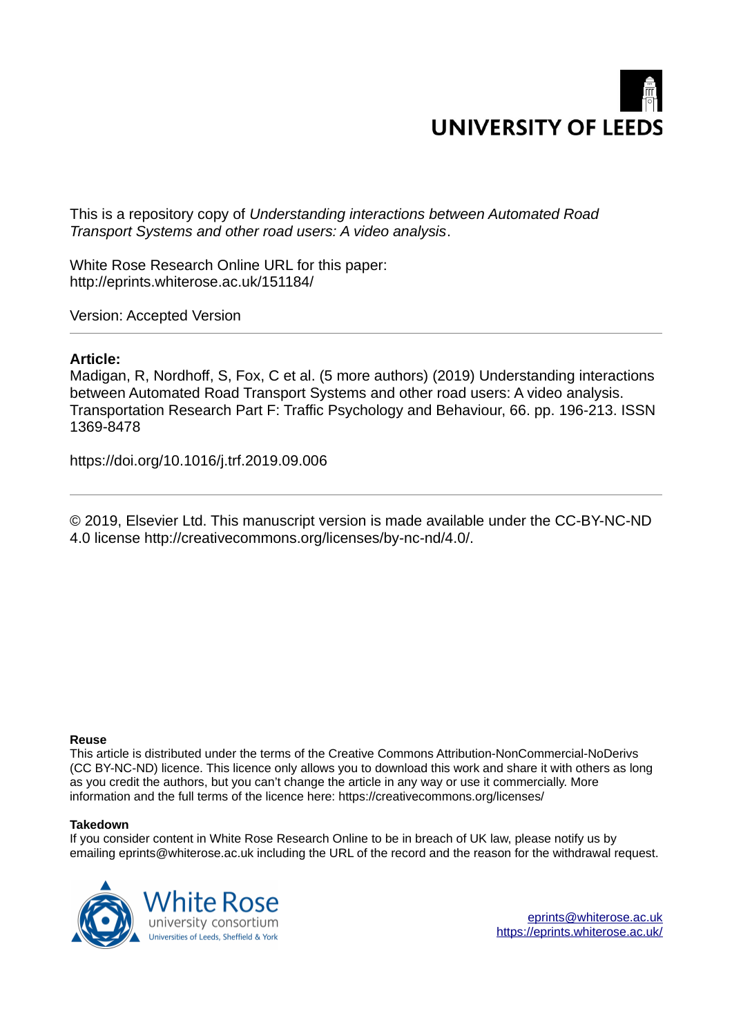UNIVERSITY OF LEEDS

This is a repository copy of *Understanding interactions between Automated Road Transport Systems and other road users: A video analysis*.

White Rose Research Online URL for this paper:
http://eprints.whiterose.ac.uk/151184/

Version: Accepted Version

---

**Article:**

Madigan, R, Nordhoff, S, Fox, C et al. (5 more authors) (2019) Understanding interactions between Automated Road Transport Systems and other road users: A video analysis. Transportation Research Part F: Traffic Psychology and Behaviour, 66. pp. 196-213. ISSN 1369-8478

https://doi.org/10.1016/j.trf.2019.09.006

---

© 2019, Elsevier Ltd. This manuscript version is made available under the CC-BY-NC-ND 4.0 license http://creativecommons.org/licenses/by-nc-nd/4.0/.

**Reuse**

This article is distributed under the terms of the Creative Commons Attribution-NonCommercial-NoDerivs (CC BY-NC-ND) licence. This licence only allows you to download this work and share it with others as long as you credit the authors, but you can't change the article in any way or use it commercially. More information and the full terms of the licence here: https://creativecommons.org/licenses/

**Takedown**

If you consider content in White Rose Research Online to be in breach of UK law, please notify us by emailing eprints@whiterose.ac.uk including the URL of the record and the reason for the withdrawal request.

White Rose
university consortium
Universities of Leeds, Sheffield & York

eprints@whiterose.ac.uk
https://eprints.whiterose.ac.uk/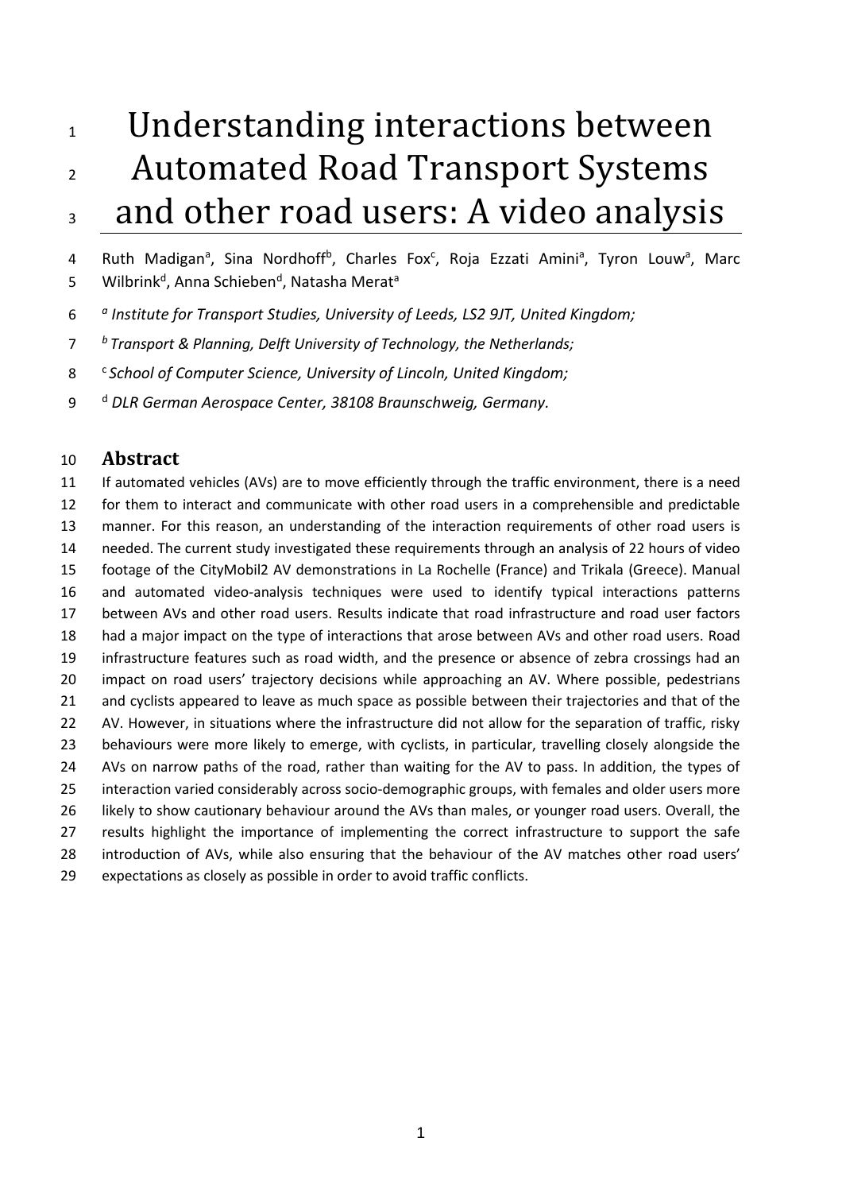# Understanding interactions between Automated Road Transport Systems and other road users: A video analysis

Ruth Madigan[a], Sina Nordhoff[b], Charles Fox[c], Roja Ezzati Amini[a], Tyron Louw[a], Marc Wilbrink[d], Anna Schieben[d], Natasha Merat[a]

[a] *Institute for Transport Studies, University of Leeds, LS2 9JT, United Kingdom;*

[b] *Transport & Planning, Delft University of Technology, the Netherlands;*

[c] *School of Computer Science, University of Lincoln, United Kingdom;*

[d] *DLR German Aerospace Center, 38108 Braunschweig, Germany.*

## Abstract

If automated vehicles (AVs) are to move efficiently through the traffic environment, there is a need for them to interact and communicate with other road users in a comprehensible and predictable manner. For this reason, an understanding of the interaction requirements of other road users is needed. The current study investigated these requirements through an analysis of 22 hours of video footage of the CityMobil2 AV demonstrations in La Rochelle (France) and Trikala (Greece). Manual and automated video-analysis techniques were used to identify typical interactions patterns between AVs and other road users. Results indicate that road infrastructure and road user factors had a major impact on the type of interactions that arose between AVs and other road users. Road infrastructure features such as road width, and the presence or absence of zebra crossings had an impact on road users' trajectory decisions while approaching an AV. Where possible, pedestrians and cyclists appeared to leave as much space as possible between their trajectories and that of the AV. However, in situations where the infrastructure did not allow for the separation of traffic, risky behaviours were more likely to emerge, with cyclists, in particular, travelling closely alongside the AVs on narrow paths of the road, rather than waiting for the AV to pass. In addition, the types of interaction varied considerably across socio-demographic groups, with females and older users more likely to show cautionary behaviour around the AVs than males, or younger road users. Overall, the results highlight the importance of implementing the correct infrastructure to support the safe introduction of AVs, while also ensuring that the behaviour of the AV matches other road users' expectations as closely as possible in order to avoid traffic conflicts.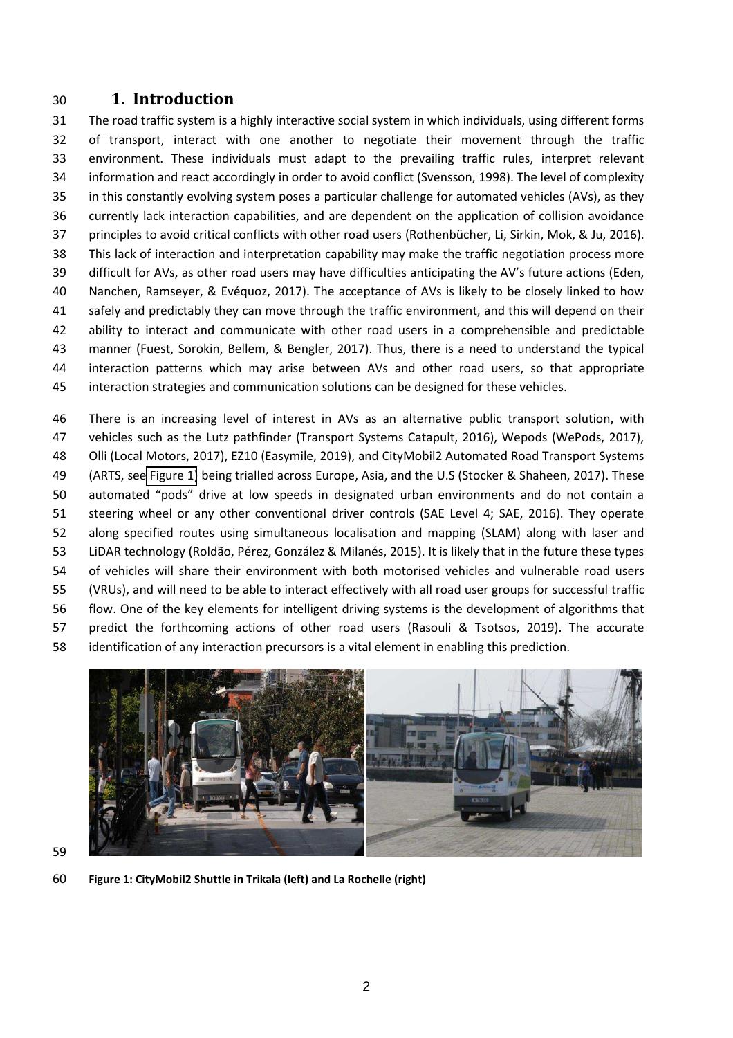## 1. Introduction

The road traffic system is a highly interactive social system in which individuals, using different forms of transport, interact with one another to negotiate their movement through the traffic environment. These individuals must adapt to the prevailing traffic rules, interpret relevant information and react accordingly in order to avoid conflict (Svensson, 1998). The level of complexity in this constantly evolving system poses a particular challenge for automated vehicles (AVs), as they currently lack interaction capabilities, and are dependent on the application of collision avoidance principles to avoid critical conflicts with other road users (Rothenbücher, Li, Sirkin, Mok, & Ju, 2016). This lack of interaction and interpretation capability may make the traffic negotiation process more difficult for AVs, as other road users may have difficulties anticipating the AV's future actions (Eden, Nanchen, Ramseyer, & Evéquoz, 2017). The acceptance of AVs is likely to be closely linked to how safely and predictably they can move through the traffic environment, and this will depend on their ability to interact and communicate with other road users in a comprehensible and predictable manner (Fuest, Sorokin, Bellem, & Bengler, 2017). Thus, there is a need to understand the typical interaction patterns which may arise between AVs and other road users, so that appropriate interaction strategies and communication solutions can be designed for these vehicles.

There is an increasing level of interest in AVs as an alternative public transport solution, with vehicles such as the Lutz pathfinder (Transport Systems Catapult, 2016), Wepods (WePods, 2017), Olli (Local Motors, 2017), EZ10 (Easymile, 2019), and CityMobil2 Automated Road Transport Systems (ARTS, see Figure 1) being trialled across Europe, Asia, and the U.S (Stocker & Shaheen, 2017). These automated "pods" drive at low speeds in designated urban environments and do not contain a steering wheel or any other conventional driver controls (SAE Level 4; SAE, 2016). They operate along specified routes using simultaneous localisation and mapping (SLAM) along with laser and LiDAR technology (Roldão, Pérez, González & Milanés, 2015). It is likely that in the future these types of vehicles will share their environment with both motorised vehicles and vulnerable road users (VRUs), and will need to be able to interact effectively with all road user groups for successful traffic flow. One of the key elements for intelligent driving systems is the development of algorithms that predict the forthcoming actions of other road users (Rasouli & Tsotsos, 2019). The accurate identification of any interaction precursors is a vital element in enabling this prediction.

**Figure 1: CityMobil2 Shuttle in Trikala (left) and La Rochelle (right)**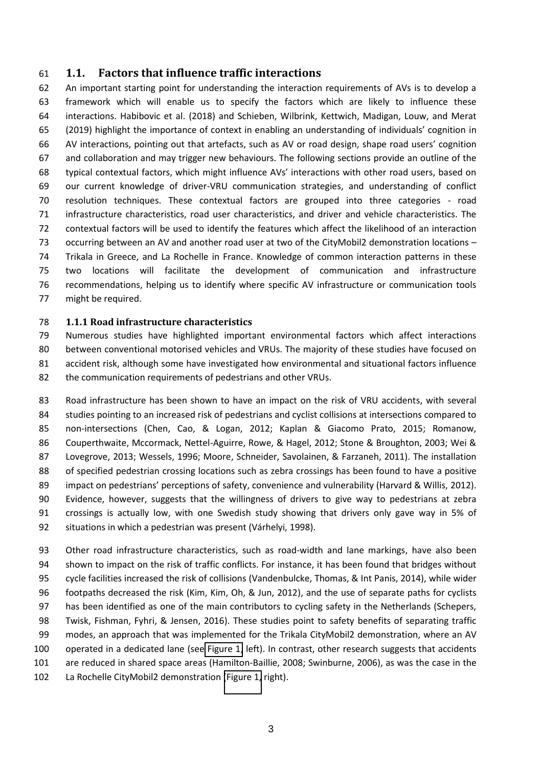## 1.1. Factors that influence traffic interactions

An important starting point for understanding the interaction requirements of AVs is to develop a framework which will enable us to specify the factors which are likely to influence these interactions. Habibovic et al. (2018) and Schieben, Wilbrink, Kettwich, Madigan, Louw, and Merat (2019) highlight the importance of context in enabling an understanding of individuals' cognition in AV interactions, pointing out that artefacts, such as AV or road design, shape road users' cognition and collaboration and may trigger new behaviours. The following sections provide an outline of the typical contextual factors, which might influence AVs' interactions with other road users, based on our current knowledge of driver-VRU communication strategies, and understanding of conflict resolution techniques. These contextual factors are grouped into three categories - road infrastructure characteristics, road user characteristics, and driver and vehicle characteristics. The contextual factors will be used to identify the features which affect the likelihood of an interaction occurring between an AV and another road user at two of the CityMobil2 demonstration locations – Trikala in Greece, and La Rochelle in France. Knowledge of common interaction patterns in these two locations will facilitate the development of communication and infrastructure recommendations, helping us to identify where specific AV infrastructure or communication tools might be required.

### 1.1.1 Road infrastructure characteristics

Numerous studies have highlighted important environmental factors which affect interactions between conventional motorised vehicles and VRUs. The majority of these studies have focused on accident risk, although some have investigated how environmental and situational factors influence the communication requirements of pedestrians and other VRUs.

Road infrastructure has been shown to have an impact on the risk of VRU accidents, with several studies pointing to an increased risk of pedestrians and cyclist collisions at intersections compared to non-intersections (Chen, Cao, & Logan, 2012; Kaplan & Giacomo Prato, 2015; Romanow, Couperthwaite, Mccormack, Nettel-Aguirre, Rowe, & Hagel, 2012; Stone & Broughton, 2003; Wei & Lovegrove, 2013; Wessels, 1996; Moore, Schneider, Savolainen, & Farzaneh, 2011). The installation of specified pedestrian crossing locations such as zebra crossings has been found to have a positive impact on pedestrians' perceptions of safety, convenience and vulnerability (Harvard & Willis, 2012). Evidence, however, suggests that the willingness of drivers to give way to pedestrians at zebra crossings is actually low, with one Swedish study showing that drivers only gave way in 5% of situations in which a pedestrian was present (Várhelyi, 1998).

Other road infrastructure characteristics, such as road-width and lane markings, have also been shown to impact on the risk of traffic conflicts. For instance, it has been found that bridges without cycle facilities increased the risk of collisions (Vandenbulcke, Thomas, & Int Panis, 2014), while wider footpaths decreased the risk (Kim, Kim, Oh, & Jun, 2012), and the use of separate paths for cyclists has been identified as one of the main contributors to cycling safety in the Netherlands (Schepers, Twisk, Fishman, Fyhri, & Jensen, 2016). These studies point to safety benefits of separating traffic modes, an approach that was implemented for the Trikala CityMobil2 demonstration, where an AV operated in a dedicated lane (see Figure 1, left). In contrast, other research suggests that accidents are reduced in shared space areas (Hamilton-Baillie, 2008; Swinburne, 2006), as was the case in the La Rochelle CityMobil2 demonstration (Figure 1, right).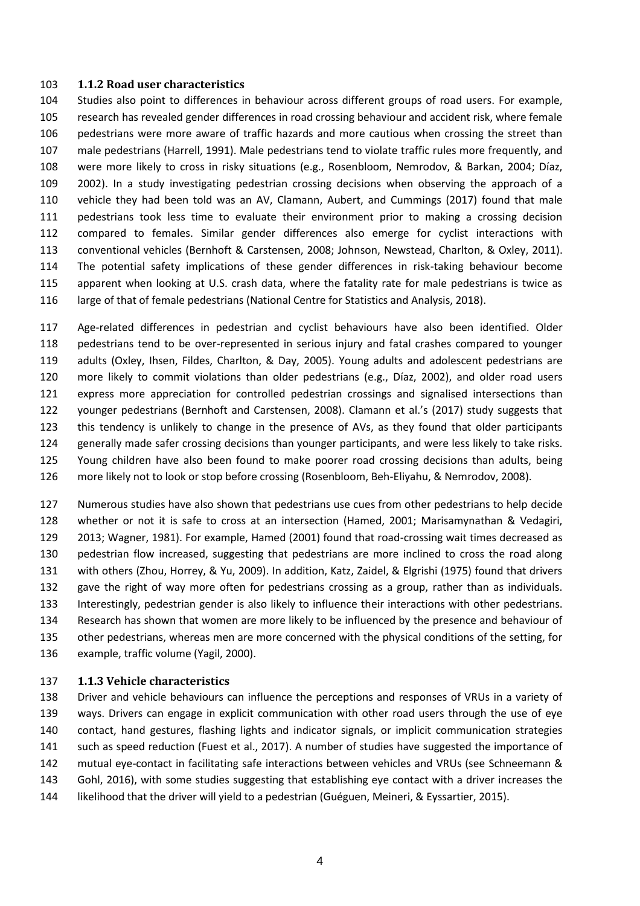### 1.1.2 Road user characteristics

Studies also point to differences in behaviour across different groups of road users. For example, research has revealed gender differences in road crossing behaviour and accident risk, where female pedestrians were more aware of traffic hazards and more cautious when crossing the street than male pedestrians (Harrell, 1991). Male pedestrians tend to violate traffic rules more frequently, and were more likely to cross in risky situations (e.g., Rosenbloom, Nemrodov, & Barkan, 2004; Díaz, 2002). In a study investigating pedestrian crossing decisions when observing the approach of a vehicle they had been told was an AV, Clamann, Aubert, and Cummings (2017) found that male pedestrians took less time to evaluate their environment prior to making a crossing decision compared to females. Similar gender differences also emerge for cyclist interactions with conventional vehicles (Bernhoft & Carstensen, 2008; Johnson, Newstead, Charlton, & Oxley, 2011). The potential safety implications of these gender differences in risk-taking behaviour become apparent when looking at U.S. crash data, where the fatality rate for male pedestrians is twice as large of that of female pedestrians (National Centre for Statistics and Analysis, 2018).

Age-related differences in pedestrian and cyclist behaviours have also been identified. Older pedestrians tend to be over-represented in serious injury and fatal crashes compared to younger adults (Oxley, Ihsen, Fildes, Charlton, & Day, 2005). Young adults and adolescent pedestrians are more likely to commit violations than older pedestrians (e.g., Díaz, 2002), and older road users express more appreciation for controlled pedestrian crossings and signalised intersections than younger pedestrians (Bernhoft and Carstensen, 2008). Clamann et al.'s (2017) study suggests that this tendency is unlikely to change in the presence of AVs, as they found that older participants generally made safer crossing decisions than younger participants, and were less likely to take risks. Young children have also been found to make poorer road crossing decisions than adults, being more likely not to look or stop before crossing (Rosenbloom, Beh-Eliyahu, & Nemrodov, 2008).

Numerous studies have also shown that pedestrians use cues from other pedestrians to help decide whether or not it is safe to cross at an intersection (Hamed, 2001; Marisamynathan & Vedagiri, 2013; Wagner, 1981). For example, Hamed (2001) found that road-crossing wait times decreased as pedestrian flow increased, suggesting that pedestrians are more inclined to cross the road along with others (Zhou, Horrey, & Yu, 2009). In addition, Katz, Zaidel, & Elgrishi (1975) found that drivers gave the right of way more often for pedestrians crossing as a group, rather than as individuals. Interestingly, pedestrian gender is also likely to influence their interactions with other pedestrians. Research has shown that women are more likely to be influenced by the presence and behaviour of other pedestrians, whereas men are more concerned with the physical conditions of the setting, for example, traffic volume (Yagil, 2000).

### 1.1.3 Vehicle characteristics

Driver and vehicle behaviours can influence the perceptions and responses of VRUs in a variety of ways. Drivers can engage in explicit communication with other road users through the use of eye contact, hand gestures, flashing lights and indicator signals, or implicit communication strategies such as speed reduction (Fuest et al., 2017). A number of studies have suggested the importance of mutual eye-contact in facilitating safe interactions between vehicles and VRUs (see Schneemann & Gohl, 2016), with some studies suggesting that establishing eye contact with a driver increases the likelihood that the driver will yield to a pedestrian (Guéguen, Meineri, & Eyssartier, 2015).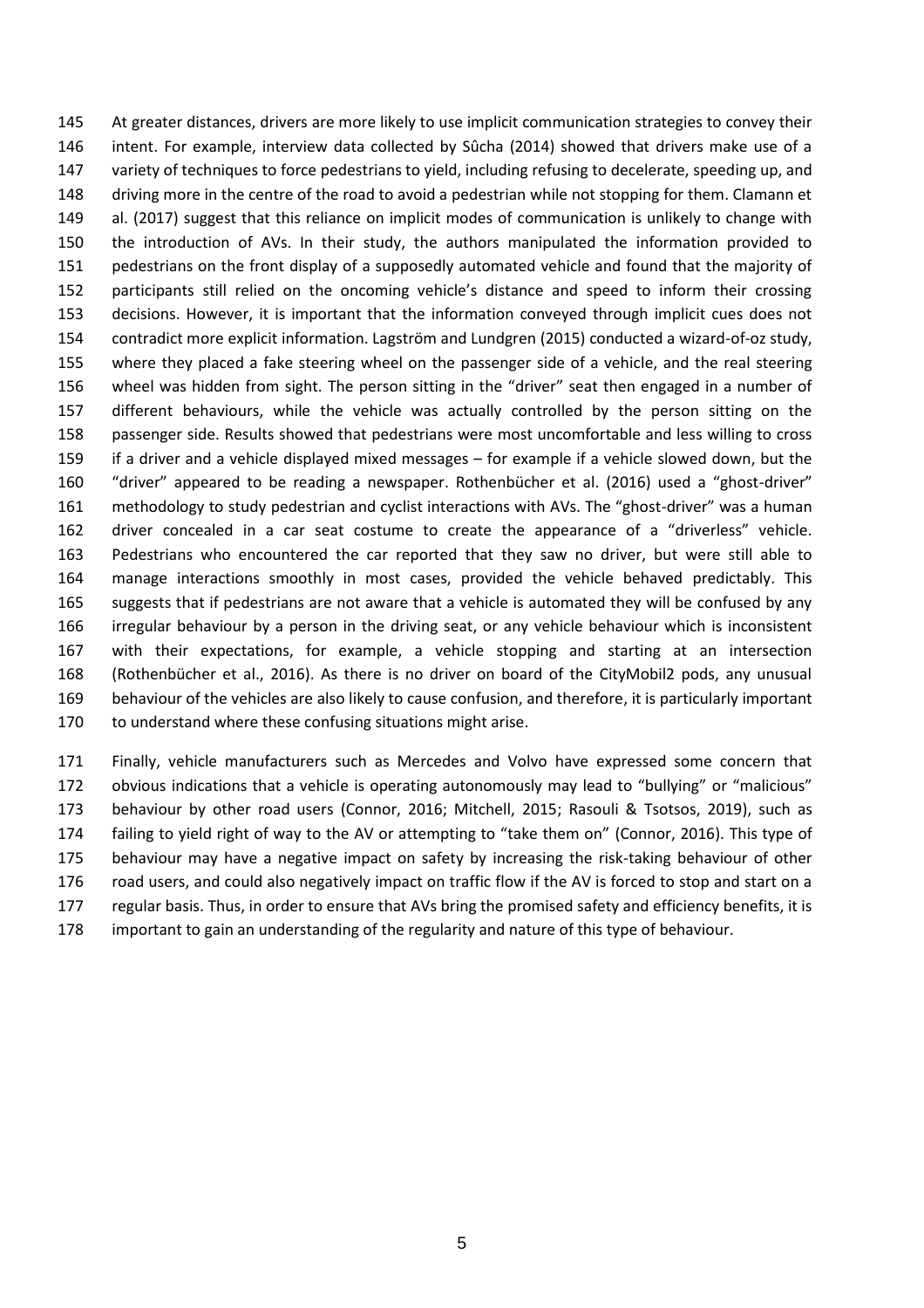At greater distances, drivers are more likely to use implicit communication strategies to convey their intent. For example, interview data collected by Sûcha (2014) showed that drivers make use of a variety of techniques to force pedestrians to yield, including refusing to decelerate, speeding up, and driving more in the centre of the road to avoid a pedestrian while not stopping for them. Clamann et al. (2017) suggest that this reliance on implicit modes of communication is unlikely to change with the introduction of AVs. In their study, the authors manipulated the information provided to pedestrians on the front display of a supposedly automated vehicle and found that the majority of participants still relied on the oncoming vehicle's distance and speed to inform their crossing decisions. However, it is important that the information conveyed through implicit cues does not contradict more explicit information. Lagström and Lundgren (2015) conducted a wizard-of-oz study, where they placed a fake steering wheel on the passenger side of a vehicle, and the real steering wheel was hidden from sight. The person sitting in the "driver" seat then engaged in a number of different behaviours, while the vehicle was actually controlled by the person sitting on the passenger side. Results showed that pedestrians were most uncomfortable and less willing to cross if a driver and a vehicle displayed mixed messages – for example if a vehicle slowed down, but the "driver" appeared to be reading a newspaper. Rothenbücher et al. (2016) used a "ghost-driver" methodology to study pedestrian and cyclist interactions with AVs. The "ghost-driver" was a human driver concealed in a car seat costume to create the appearance of a "driverless" vehicle. Pedestrians who encountered the car reported that they saw no driver, but were still able to manage interactions smoothly in most cases, provided the vehicle behaved predictably. This suggests that if pedestrians are not aware that a vehicle is automated they will be confused by any irregular behaviour by a person in the driving seat, or any vehicle behaviour which is inconsistent with their expectations, for example, a vehicle stopping and starting at an intersection (Rothenbücher et al., 2016). As there is no driver on board of the CityMobil2 pods, any unusual behaviour of the vehicles are also likely to cause confusion, and therefore, it is particularly important to understand where these confusing situations might arise.

Finally, vehicle manufacturers such as Mercedes and Volvo have expressed some concern that obvious indications that a vehicle is operating autonomously may lead to "bullying" or "malicious" behaviour by other road users (Connor, 2016; Mitchell, 2015; Rasouli & Tsotsos, 2019), such as failing to yield right of way to the AV or attempting to "take them on" (Connor, 2016). This type of behaviour may have a negative impact on safety by increasing the risk-taking behaviour of other road users, and could also negatively impact on traffic flow if the AV is forced to stop and start on a regular basis. Thus, in order to ensure that AVs bring the promised safety and efficiency benefits, it is important to gain an understanding of the regularity and nature of this type of behaviour.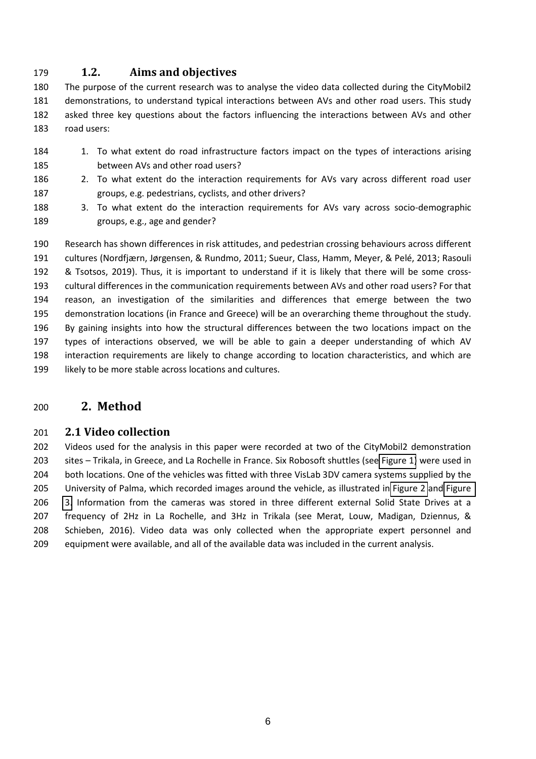### 1.2. Aims and objectives

The purpose of the current research was to analyse the video data collected during the CityMobil2 demonstrations, to understand typical interactions between AVs and other road users. This study asked three key questions about the factors influencing the interactions between AVs and other road users:

1. To what extent do road infrastructure factors impact on the types of interactions arising between AVs and other road users?
2. To what extent do the interaction requirements for AVs vary across different road user groups, e.g. pedestrians, cyclists, and other drivers?
3. To what extent do the interaction requirements for AVs vary across socio-demographic groups, e.g., age and gender?

Research has shown differences in risk attitudes, and pedestrian crossing behaviours across different cultures (Nordfjærn, Jørgensen, & Rundmo, 2011; Sueur, Class, Hamm, Meyer, & Pelé, 2013; Rasouli & Tsotsos, 2019). Thus, it is important to understand if it is likely that there will be some cross-cultural differences in the communication requirements between AVs and other road users? For that reason, an investigation of the similarities and differences that emerge between the two demonstration locations (in France and Greece) will be an overarching theme throughout the study. By gaining insights into how the structural differences between the two locations impact on the types of interactions observed, we will be able to gain a deeper understanding of which AV interaction requirements are likely to change according to location characteristics, and which are likely to be more stable across locations and cultures.

# 2. Method

## 2.1 Video collection

Videos used for the analysis in this paper were recorded at two of the CityMobil2 demonstration sites – Trikala, in Greece, and La Rochelle in France. Six Robosoft shuttles (see Figure 1) were used in both locations. One of the vehicles was fitted with three VisLab 3DV camera systems supplied by the University of Palma, which recorded images around the vehicle, as illustrated in Figure 2 and Figure 3. Information from the cameras was stored in three different external Solid State Drives at a frequency of 2Hz in La Rochelle, and 3Hz in Trikala (see Merat, Louw, Madigan, Dziennus, & Schieben, 2016). Video data was only collected when the appropriate expert personnel and equipment were available, and all of the available data was included in the current analysis.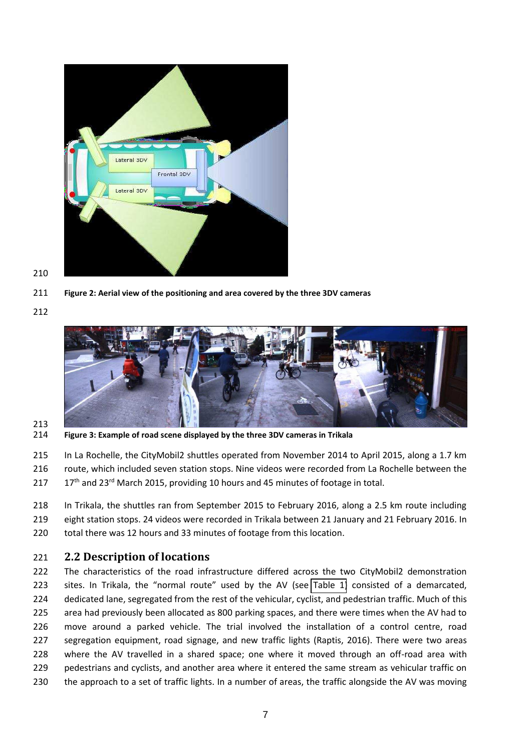Figure 2: Aerial view of the positioning and area covered by the three 3DV cameras

Figure 3: Example of road scene displayed by the three 3DV cameras in Trikala

In La Rochelle, the CityMobil2 shuttles operated from November 2014 to April 2015, along a 1.7 km route, which included seven station stops. Nine videos were recorded from La Rochelle between the 17th and 23rd March 2015, providing 10 hours and 45 minutes of footage in total.

In Trikala, the shuttles ran from September 2015 to February 2016, along a 2.5 km route including eight station stops. 24 videos were recorded in Trikala between 21 January and 21 February 2016. In total there was 12 hours and 33 minutes of footage from this location.

## 2.2 Description of locations

The characteristics of the road infrastructure differed across the two CityMobil2 demonstration sites. In Trikala, the "normal route" used by the AV (see Table 1) consisted of a demarcated, dedicated lane, segregated from the rest of the vehicular, cyclist, and pedestrian traffic. Much of this area had previously been allocated as 800 parking spaces, and there were times when the AV had to move around a parked vehicle. The trial involved the installation of a control centre, road segregation equipment, road signage, and new traffic lights (Raptis, 2016). There were two areas where the AV travelled in a shared space; one where it moved through an off-road area with pedestrians and cyclists, and another area where it entered the same stream as vehicular traffic on the approach to a set of traffic lights. In a number of areas, the traffic alongside the AV was moving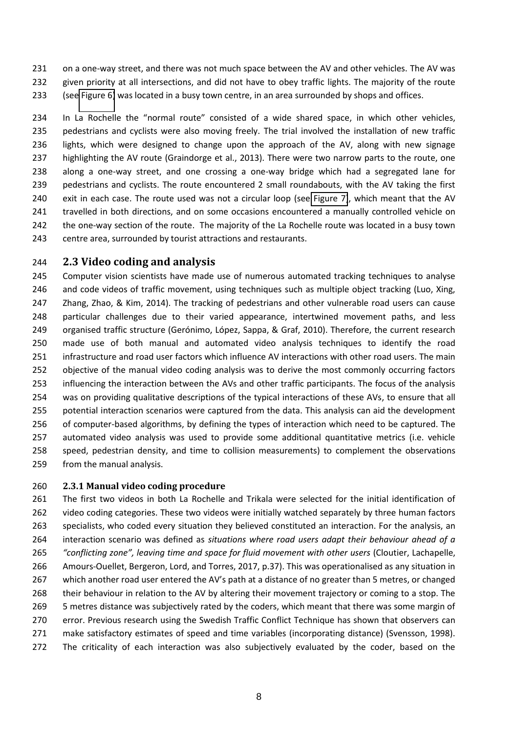on a one-way street, and there was not much space between the AV and other vehicles. The AV was given priority at all intersections, and did not have to obey traffic lights. The majority of the route (see Figure 6) was located in a busy town centre, in an area surrounded by shops and offices.

In La Rochelle the "normal route" consisted of a wide shared space, in which other vehicles, pedestrians and cyclists were also moving freely. The trial involved the installation of new traffic lights, which were designed to change upon the approach of the AV, along with new signage highlighting the AV route (Graindorge et al., 2013). There were two narrow parts to the route, one along a one-way street, and one crossing a one-way bridge which had a segregated lane for pedestrians and cyclists. The route encountered 2 small roundabouts, with the AV taking the first exit in each case. The route used was not a circular loop (see Figure 7), which meant that the AV travelled in both directions, and on some occasions encountered a manually controlled vehicle on the one-way section of the route. The majority of the La Rochelle route was located in a busy town centre area, surrounded by tourist attractions and restaurants.

## 2.3 Video coding and analysis

Computer vision scientists have made use of numerous automated tracking techniques to analyse and code videos of traffic movement, using techniques such as multiple object tracking (Luo, Xing, Zhang, Zhao, & Kim, 2014). The tracking of pedestrians and other vulnerable road users can cause particular challenges due to their varied appearance, intertwined movement paths, and less organised traffic structure (Gerónimo, López, Sappa, & Graf, 2010). Therefore, the current research made use of both manual and automated video analysis techniques to identify the road infrastructure and road user factors which influence AV interactions with other road users. The main objective of the manual video coding analysis was to derive the most commonly occurring factors influencing the interaction between the AVs and other traffic participants. The focus of the analysis was on providing qualitative descriptions of the typical interactions of these AVs, to ensure that all potential interaction scenarios were captured from the data. This analysis can aid the development of computer-based algorithms, by defining the types of interaction which need to be captured. The automated video analysis was used to provide some additional quantitative metrics (i.e. vehicle speed, pedestrian density, and time to collision measurements) to complement the observations from the manual analysis.

### 2.3.1 Manual video coding procedure

The first two videos in both La Rochelle and Trikala were selected for the initial identification of video coding categories. These two videos were initially watched separately by three human factors specialists, who coded every situation they believed constituted an interaction. For the analysis, an interaction scenario was defined as *situations where road users adapt their behaviour ahead of a "conflicting zone", leaving time and space for fluid movement with other users* (Cloutier, Lachapelle, Amours-Ouellet, Bergeron, Lord, and Torres, 2017, p.37). This was operationalised as any situation in which another road user entered the AV's path at a distance of no greater than 5 metres, or changed their behaviour in relation to the AV by altering their movement trajectory or coming to a stop. The 5 metres distance was subjectively rated by the coders, which meant that there was some margin of error. Previous research using the Swedish Traffic Conflict Technique has shown that observers can make satisfactory estimates of speed and time variables (incorporating distance) (Svensson, 1998). The criticality of each interaction was also subjectively evaluated by the coder, based on the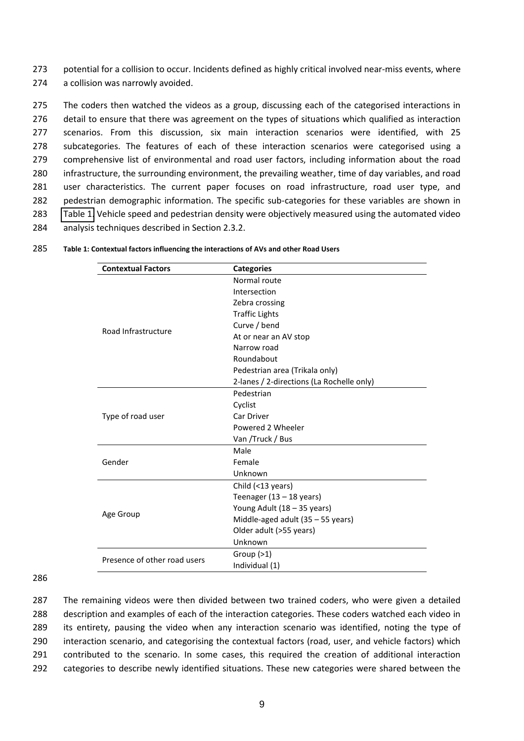potential for a collision to occur. Incidents defined as highly critical involved near-miss events, where a collision was narrowly avoided.

The coders then watched the videos as a group, discussing each of the categorised interactions in detail to ensure that there was agreement on the types of situations which qualified as interaction scenarios. From this discussion, six main interaction scenarios were identified, with 25 subcategories. The features of each of these interaction scenarios were categorised using a comprehensive list of environmental and road user factors, including information about the road infrastructure, the surrounding environment, the prevailing weather, time of day variables, and road user characteristics. The current paper focuses on road infrastructure, road user type, and pedestrian demographic information. The specific sub-categories for these variables are shown in Table 1. Vehicle speed and pedestrian density were objectively measured using the automated video analysis techniques described in Section 2.3.2.

**Table 1: Contextual factors influencing the interactions of AVs and other Road Users**

| Contextual Factors | Categories |
|---|---|
| Road Infrastructure | Normal route |
| | Intersection |
| | Zebra crossing |
| | Traffic Lights |
| | Curve / bend |
| | At or near an AV stop |
| | Narrow road |
| | Roundabout |
| | Pedestrian area (Trikala only) |
| | 2-lanes / 2-directions (La Rochelle only) |
| Type of road user | Pedestrian |
| | Cyclist |
| | Car Driver |
| | Powered 2 Wheeler |
| | Van /Truck / Bus |
| Gender | Male |
| | Female |
| | Unknown |
| Age Group | Child (<13 years) |
| | Teenager (13 – 18 years) |
| | Young Adult (18 – 35 years) |
| | Middle-aged adult (35 – 55 years) |
| | Older adult (>55 years) |
| | Unknown |
| Presence of other road users | Group (>1) |
| | Individual (1) |

The remaining videos were then divided between two trained coders, who were given a detailed description and examples of each of the interaction categories. These coders watched each video in its entirety, pausing the video when any interaction scenario was identified, noting the type of interaction scenario, and categorising the contextual factors (road, user, and vehicle factors) which contributed to the scenario. In some cases, this required the creation of additional interaction categories to describe newly identified situations. These new categories were shared between the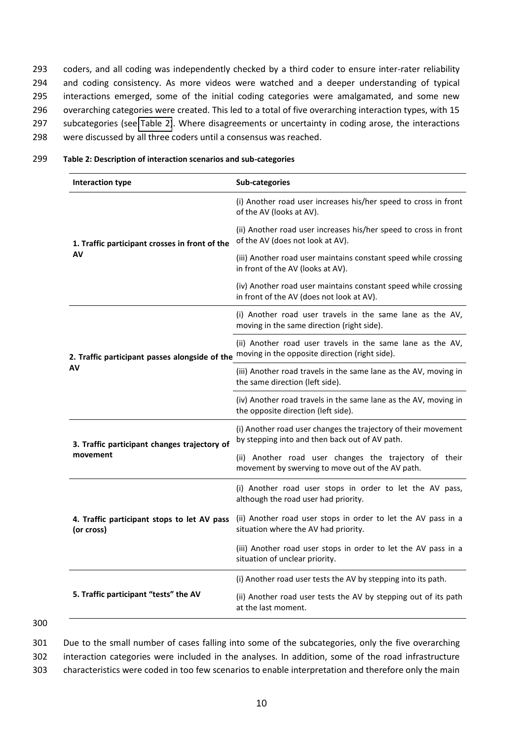coders, and all coding was independently checked by a third coder to ensure inter-rater reliability and coding consistency. As more videos were watched and a deeper understanding of typical interactions emerged, some of the initial coding categories were amalgamated, and some new overarching categories were created. This led to a total of five overarching interaction types, with 15 subcategories (see Table 2). Where disagreements or uncertainty in coding arose, the interactions were discussed by all three coders until a consensus was reached.

**Table 2: Description of interaction scenarios and sub-categories**

| Interaction type | Sub-categories |
|---|---|
| **1. Traffic participant crosses in front of the AV** | (i) Another road user increases his/her speed to cross in front of the AV (looks at AV). |
| | (ii) Another road user increases his/her speed to cross in front of the AV (does not look at AV). |
| | (iii) Another road user maintains constant speed while crossing in front of the AV (looks at AV). |
| | (iv) Another road user maintains constant speed while crossing in front of the AV (does not look at AV). |
| **2. Traffic participant passes alongside of the AV** | (i) Another road user travels in the same lane as the AV, moving in the same direction (right side). |
| | (ii) Another road user travels in the same lane as the AV, moving in the opposite direction (right side). |
| | (iii) Another road travels in the same lane as the AV, moving in the same direction (left side). |
| | (iv) Another road travels in the same lane as the AV, moving in the opposite direction (left side). |
| **3. Traffic participant changes trajectory of movement** | (i) Another road user changes the trajectory of their movement by stepping into and then back out of AV path. |
| | (ii) Another road user changes the trajectory of their movement by swerving to move out of the AV path. |
| **4. Traffic participant stops to let AV pass (or cross)** | (i) Another road user stops in order to let the AV pass, although the road user had priority. |
| | (ii) Another road user stops in order to let the AV pass in a situation where the AV had priority. |
| | (iii) Another road user stops in order to let the AV pass in a situation of unclear priority. |
| **5. Traffic participant "tests" the AV** | (i) Another road user tests the AV by stepping into its path. |
| | (ii) Another road user tests the AV by stepping out of its path at the last moment. |

Due to the small number of cases falling into some of the subcategories, only the five overarching interaction categories were included in the analyses. In addition, some of the road infrastructure characteristics were coded in too few scenarios to enable interpretation and therefore only the main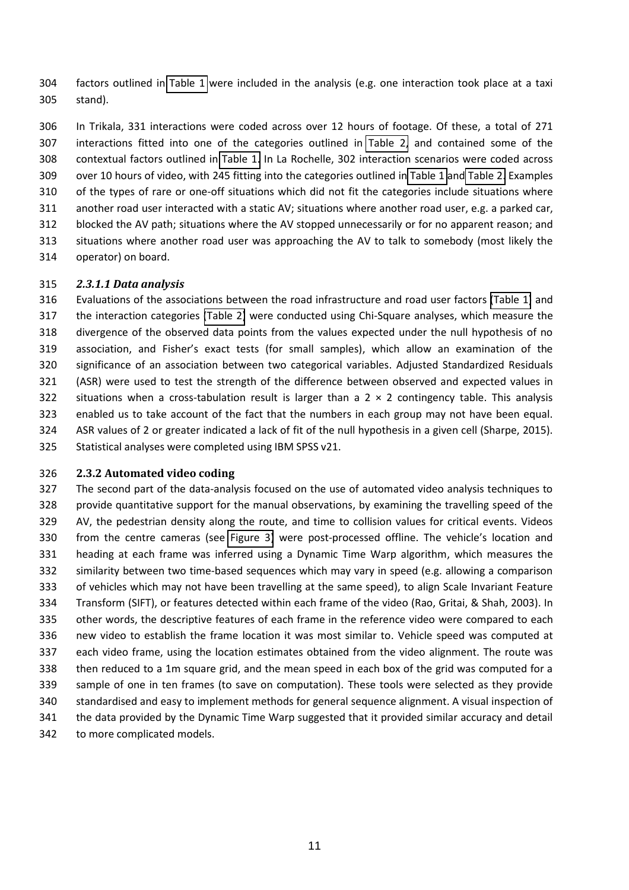factors outlined in Table 1 were included in the analysis (e.g. one interaction took place at a taxi stand).

In Trikala, 331 interactions were coded across over 12 hours of footage. Of these, a total of 271 interactions fitted into one of the categories outlined in Table 2, and contained some of the contextual factors outlined in Table 1. In La Rochelle, 302 interaction scenarios were coded across over 10 hours of video, with 245 fitting into the categories outlined in Table 1 and Table 2. Examples of the types of rare or one-off situations which did not fit the categories include situations where another road user interacted with a static AV; situations where another road user, e.g. a parked car, blocked the AV path; situations where the AV stopped unnecessarily or for no apparent reason; and situations where another road user was approaching the AV to talk to somebody (most likely the operator) on board.

#### *2.3.1.1 Data analysis*

Evaluations of the associations between the road infrastructure and road user factors (Table 1) and the interaction categories (Table 2) were conducted using Chi-Square analyses, which measure the divergence of the observed data points from the values expected under the null hypothesis of no association, and Fisher's exact tests (for small samples), which allow an examination of the significance of an association between two categorical variables. Adjusted Standardized Residuals (ASR) were used to test the strength of the difference between observed and expected values in situations when a cross-tabulation result is larger than a $2 \times 2$ contingency table. This analysis enabled us to take account of the fact that the numbers in each group may not have been equal. ASR values of 2 or greater indicated a lack of fit of the null hypothesis in a given cell (Sharpe, 2015). Statistical analyses were completed using IBM SPSS v21.

### 2.3.2 Automated video coding

The second part of the data-analysis focused on the use of automated video analysis techniques to provide quantitative support for the manual observations, by examining the travelling speed of the AV, the pedestrian density along the route, and time to collision values for critical events. Videos from the centre cameras (see Figure 3) were post-processed offline. The vehicle's location and heading at each frame was inferred using a Dynamic Time Warp algorithm, which measures the similarity between two time-based sequences which may vary in speed (e.g. allowing a comparison of vehicles which may not have been travelling at the same speed), to align Scale Invariant Feature Transform (SIFT), or features detected within each frame of the video (Rao, Gritai, & Shah, 2003). In other words, the descriptive features of each frame in the reference video were compared to each new video to establish the frame location it was most similar to. Vehicle speed was computed at each video frame, using the location estimates obtained from the video alignment. The route was then reduced to a 1m square grid, and the mean speed in each box of the grid was computed for a sample of one in ten frames (to save on computation). These tools were selected as they provide standardised and easy to implement methods for general sequence alignment. A visual inspection of the data provided by the Dynamic Time Warp suggested that it provided similar accuracy and detail to more complicated models.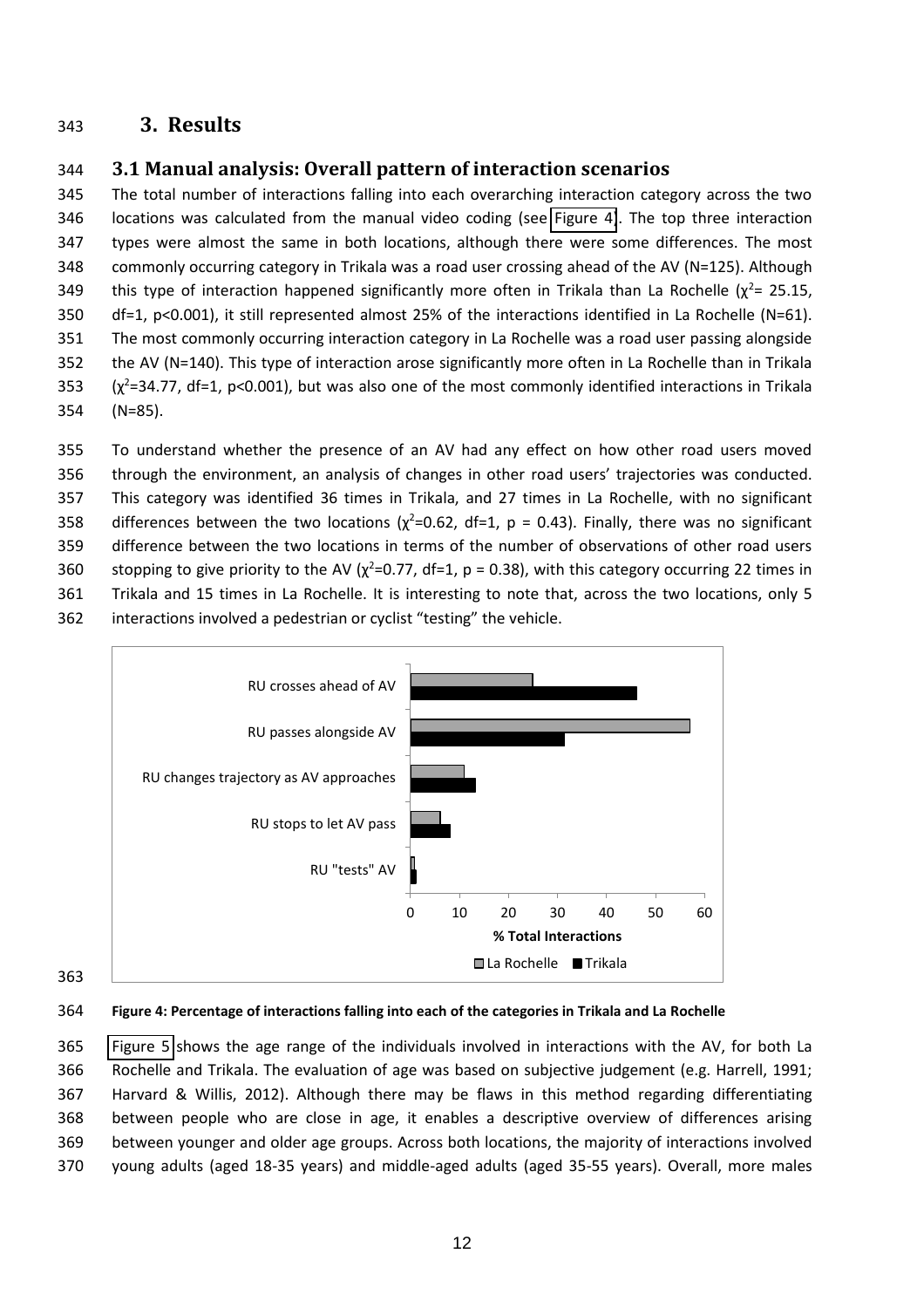# 3. Results

## 3.1 Manual analysis: Overall pattern of interaction scenarios

The total number of interactions falling into each overarching interaction category across the two locations was calculated from the manual video coding (see Figure 4). The top three interaction types were almost the same in both locations, although there were some differences. The most commonly occurring category in Trikala was a road user crossing ahead of the AV (N=125). Although this type of interaction happened significantly more often in Trikala than La Rochelle ($\chi^2$= 25.15, df=1, p<0.001), it still represented almost 25% of the interactions identified in La Rochelle (N=61). The most commonly occurring interaction category in La Rochelle was a road user passing alongside the AV (N=140). This type of interaction arose significantly more often in La Rochelle than in Trikala ($\chi^2$=34.77, df=1, p<0.001), but was also one of the most commonly identified interactions in Trikala (N=85).

To understand whether the presence of an AV had any effect on how other road users moved through the environment, an analysis of changes in other road users' trajectories was conducted. This category was identified 36 times in Trikala, and 27 times in La Rochelle, with no significant differences between the two locations ($\chi^2$=0.62, df=1, p = 0.43). Finally, there was no significant difference between the two locations in terms of the number of observations of other road users stopping to give priority to the AV ($\chi^2$=0.77, df=1, p = 0.38), with this category occurring 22 times in Trikala and 15 times in La Rochelle. It is interesting to note that, across the two locations, only 5 interactions involved a pedestrian or cyclist "testing" the vehicle.

**Figure 4: Percentage of interactions falling into each of the categories in Trikala and La Rochelle**

Figure 5 shows the age range of the individuals involved in interactions with the AV, for both La Rochelle and Trikala. The evaluation of age was based on subjective judgement (e.g. Harrell, 1991; Harvard & Willis, 2012). Although there may be flaws in this method regarding differentiating between people who are close in age, it enables a descriptive overview of differences arising between younger and older age groups. Across both locations, the majority of interactions involved young adults (aged 18-35 years) and middle-aged adults (aged 35-55 years). Overall, more males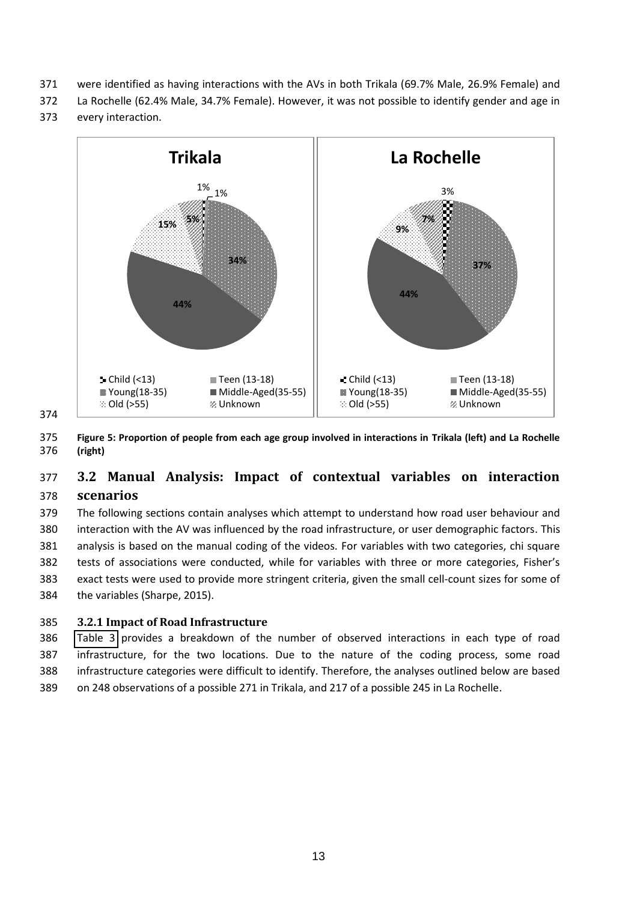were identified as having interactions with the AVs in both Trikala (69.7% Male, 26.9% Female) and La Rochelle (62.4% Male, 34.7% Female). However, it was not possible to identify gender and age in every interaction.

**Figure 5: Proportion of people from each age group involved in interactions in Trikala (left) and La Rochelle (right)**

## 3.2 Manual Analysis: Impact of contextual variables on interaction scenarios

The following sections contain analyses which attempt to understand how road user behaviour and interaction with the AV was influenced by the road infrastructure, or user demographic factors. This analysis is based on the manual coding of the videos. For variables with two categories, chi square tests of associations were conducted, while for variables with three or more categories, Fisher's exact tests were used to provide more stringent criteria, given the small cell-count sizes for some of the variables (Sharpe, 2015).

### 3.2.1 Impact of Road Infrastructure

Table 3 provides a breakdown of the number of observed interactions in each type of road infrastructure, for the two locations. Due to the nature of the coding process, some road infrastructure categories were difficult to identify. Therefore, the analyses outlined below are based on 248 observations of a possible 271 in Trikala, and 217 of a possible 245 in La Rochelle.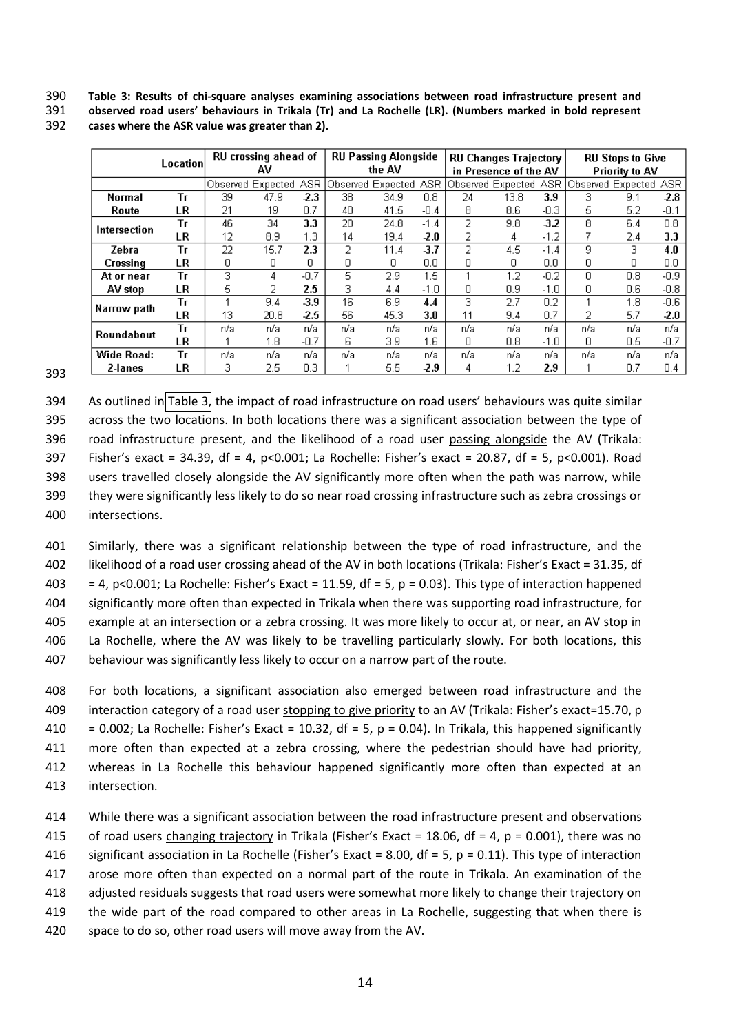**Table 3: Results of chi-square analyses examining associations between road infrastructure present and observed road users' behaviours in Trikala (Tr) and La Rochelle (LR). (Numbers marked in bold represent cases where the ASR value was greater than 2).**

| | Location | RU crossing ahead of AV | | | RU Passing Alongside the AV | | | RU Changes Trajectory in Presence of the AV | | | RU Stops to Give Priority to AV | | |
|---|---|---|---|---|---|---|---|---|---|---|---|---|---|
| | | Observed | Expected | ASR | Observed | Expected | ASR | Observed | Expected | ASR | Observed | Expected | ASR |
| Normal Route | Tr | 39 | 47.9 | **-2.3** | 38 | 34.9 | 0.8 | 24 | 13.8 | **3.9** | 3 | 9.1 | **-2.8** |
| | LR | 21 | 19 | 0.7 | 40 | 41.5 | -0.4 | 8 | 8.6 | -0.3 | 5 | 5.2 | -0.1 |
| Intersection | Tr | 46 | 34 | **3.3** | 20 | 24.8 | -1.4 | 2 | 9.8 | **-3.2** | 8 | 6.4 | 0.8 |
| | LR | 12 | 8.9 | 1.3 | 14 | 19.4 | **-2.0** | 2 | 4 | -1.2 | 7 | 2.4 | **3.3** |
| Zebra Crossing | Tr | 22 | 15.7 | **2.3** | 2 | 11.4 | **-3.7** | 2 | 4.5 | -1.4 | 9 | 3 | **4.0** |
| | LR | 0 | 0 | 0 | 0 | 0 | 0.0 | 0 | 0 | 0.0 | 0 | 0 | 0.0 |
| At or near AV stop | Tr | 3 | 4 | -0.7 | 5 | 2.9 | 1.5 | 1 | 1.2 | -0.2 | 0 | 0.8 | -0.9 |
| | LR | 5 | 2 | **2.5** | 3 | 4.4 | -1.0 | 0 | 0.9 | -1.0 | 0 | 0.6 | -0.8 |
| Narrow path | Tr | 1 | 9.4 | **-3.9** | 16 | 6.9 | **4.4** | 3 | 2.7 | 0.2 | 1 | 1.8 | -0.6 |
| | LR | 13 | 20.8 | **-2.5** | 56 | 45.3 | **3.0** | 11 | 9.4 | 0.7 | 2 | 5.7 | **-2.0** |
| Roundabout | Tr | n/a | n/a | n/a | n/a | n/a | n/a | n/a | n/a | n/a | n/a | n/a | n/a |
| | LR | 1 | 1.8 | -0.7 | 6 | 3.9 | 1.6 | 0 | 0.8 | -1.0 | 0 | 0.5 | -0.7 |
| Wide Road: 2-lanes | Tr | n/a | n/a | n/a | n/a | n/a | n/a | n/a | n/a | n/a | n/a | n/a | n/a |
| | LR | 3 | 2.5 | 0.3 | 1 | 5.5 | **-2.9** | 4 | 1.2 | **2.9** | 1 | 0.7 | 0.4 |

As outlined in Table 3, the impact of road infrastructure on road users' behaviours was quite similar across the two locations. In both locations there was a significant association between the type of road infrastructure present, and the likelihood of a road user passing alongside the AV (Trikala: Fisher's exact = 34.39, df = 4, $p<0.001$; La Rochelle: Fisher's exact = 20.87, df = 5, $p<0.001$). Road users travelled closely alongside the AV significantly more often when the path was narrow, while they were significantly less likely to do so near road crossing infrastructure such as zebra crossings or intersections.

Similarly, there was a significant relationship between the type of road infrastructure, and the likelihood of a road user crossing ahead of the AV in both locations (Trikala: Fisher's Exact = 31.35, df = 4, $p<0.001$; La Rochelle: Fisher's Exact = 11.59, df = 5, $p = 0.03$). This type of interaction happened significantly more often than expected in Trikala when there was supporting road infrastructure, for example at an intersection or a zebra crossing. It was more likely to occur at, or near, an AV stop in La Rochelle, where the AV was likely to be travelling particularly slowly. For both locations, this behaviour was significantly less likely to occur on a narrow part of the route.

For both locations, a significant association also emerged between road infrastructure and the interaction category of a road user stopping to give priority to an AV (Trikala: Fisher's exact=15.70, $p = 0.002$; La Rochelle: Fisher's Exact = 10.32, df = 5, $p = 0.04$). In Trikala, this happened significantly more often than expected at a zebra crossing, where the pedestrian should have had priority, whereas in La Rochelle this behaviour happened significantly more often than expected at an intersection.

While there was a significant association between the road infrastructure present and observations of road users changing trajectory in Trikala (Fisher's Exact = 18.06, df = 4, $p = 0.001$), there was no significant association in La Rochelle (Fisher's Exact = 8.00, df = 5, $p = 0.11$). This type of interaction arose more often than expected on a normal part of the route in Trikala. An examination of the adjusted residuals suggests that road users were somewhat more likely to change their trajectory on the wide part of the road compared to other areas in La Rochelle, suggesting that when there is space to do so, other road users will move away from the AV.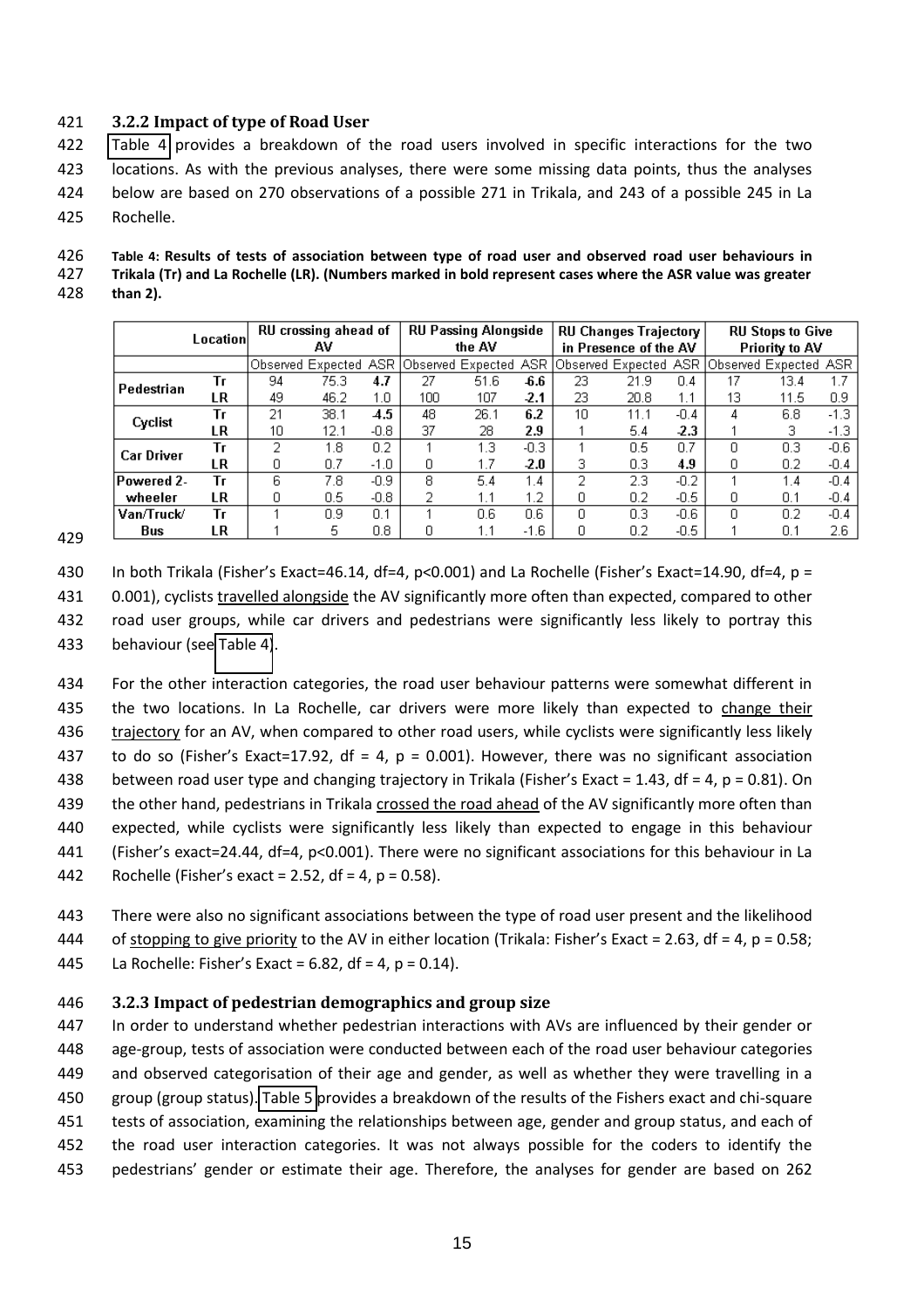### 3.2.2 Impact of type of Road User

Table 4 provides a breakdown of the road users involved in specific interactions for the two locations. As with the previous analyses, there were some missing data points, thus the analyses below are based on 270 observations of a possible 271 in Trikala, and 243 of a possible 245 in La Rochelle.

**Table 4: Results of tests of association between type of road user and observed road user behaviours in Trikala (Tr) and La Rochelle (LR). (Numbers marked in bold represent cases where the ASR value was greater than 2).**

| | Location | RU crossing ahead of AV | | | RU Passing Alongside the AV | | | RU Changes Trajectory in Presence of the AV | | | RU Stops to Give Priority to AV | | |
|---|---|---|---|---|---|---|---|---|---|---|---|---|---|
| | | Observed | Expected | ASR | Observed | Expected | ASR | Observed | Expected | ASR | Observed | Expected | ASR |
| Pedestrian | Tr | 94 | 75.3 | **4.7** | 27 | 51.6 | **-6.6** | 23 | 21.9 | 0.4 | 17 | 13.4 | 1.7 |
| | LR | 49 | 46.2 | 1.0 | 100 | 107 | **-2.1** | 23 | 20.8 | 1.1 | 13 | 11.5 | 0.9 |
| Cyclist | Tr | 21 | 38.1 | **-4.5** | 48 | 26.1 | **6.2** | 10 | 11.1 | -0.4 | 4 | 6.8 | -1.3 |
| | LR | 10 | 12.1 | -0.8 | 37 | 28 | **2.9** | 1 | 5.4 | **-2.3** | 1 | 3 | -1.3 |
| Car Driver | Tr | 2 | 1.8 | 0.2 | 1 | 1.3 | -0.3 | 1 | 0.5 | 0.7 | 0 | 0.3 | -0.6 |
| | LR | 0 | 0.7 | -1.0 | 0 | 1.7 | **-2.0** | 3 | 0.3 | **4.9** | 0 | 0.2 | -0.4 |
| Powered 2-wheeler | Tr | 6 | 7.8 | -0.9 | 8 | 5.4 | 1.4 | 2 | 2.3 | -0.2 | 1 | 1.4 | -0.4 |
| | LR | 0 | 0.5 | -0.8 | 2 | 1.1 | 1.2 | 0 | 0.2 | -0.5 | 0 | 0.1 | -0.4 |
| Van/Truck/Bus | Tr | 1 | 0.9 | 0.1 | 1 | 0.6 | 0.6 | 0 | 0.3 | -0.6 | 0 | 0.2 | -0.4 |
| | LR | 1 | 5 | 0.8 | 0 | 1.1 | -1.6 | 0 | 0.2 | -0.5 | 1 | 0.1 | 2.6 |

In both Trikala (Fisher's Exact=46.14, df=4, $p<0.001$) and La Rochelle (Fisher's Exact=14.90, df=4, $p$ = 0.001), cyclists travelled alongside the AV significantly more often than expected, compared to other road user groups, while car drivers and pedestrians were significantly less likely to portray this behaviour (see Table 4).

For the other interaction categories, the road user behaviour patterns were somewhat different in the two locations. In La Rochelle, car drivers were more likely than expected to change their trajectory for an AV, when compared to other road users, while cyclists were significantly less likely to do so (Fisher's Exact=17.92, df = 4, $p$ = 0.001). However, there was no significant association between road user type and changing trajectory in Trikala (Fisher's Exact = 1.43, df = 4, $p$ = 0.81). On the other hand, pedestrians in Trikala crossed the road ahead of the AV significantly more often than expected, while cyclists were significantly less likely than expected to engage in this behaviour (Fisher's exact=24.44, df=4, $p<0.001$). There were no significant associations for this behaviour in La Rochelle (Fisher's exact = 2.52, df = 4, $p$ = 0.58).

There were also no significant associations between the type of road user present and the likelihood of stopping to give priority to the AV in either location (Trikala: Fisher's Exact = 2.63, df = 4, $p$ = 0.58; La Rochelle: Fisher's Exact = 6.82, df = 4, $p$ = 0.14).

### 3.2.3 Impact of pedestrian demographics and group size

In order to understand whether pedestrian interactions with AVs are influenced by their gender or age-group, tests of association were conducted between each of the road user behaviour categories and observed categorisation of their age and gender, as well as whether they were travelling in a group (group status). Table 5 provides a breakdown of the results of the Fishers exact and chi-square tests of association, examining the relationships between age, gender and group status, and each of the road user interaction categories. It was not always possible for the coders to identify the pedestrians' gender or estimate their age. Therefore, the analyses for gender are based on 262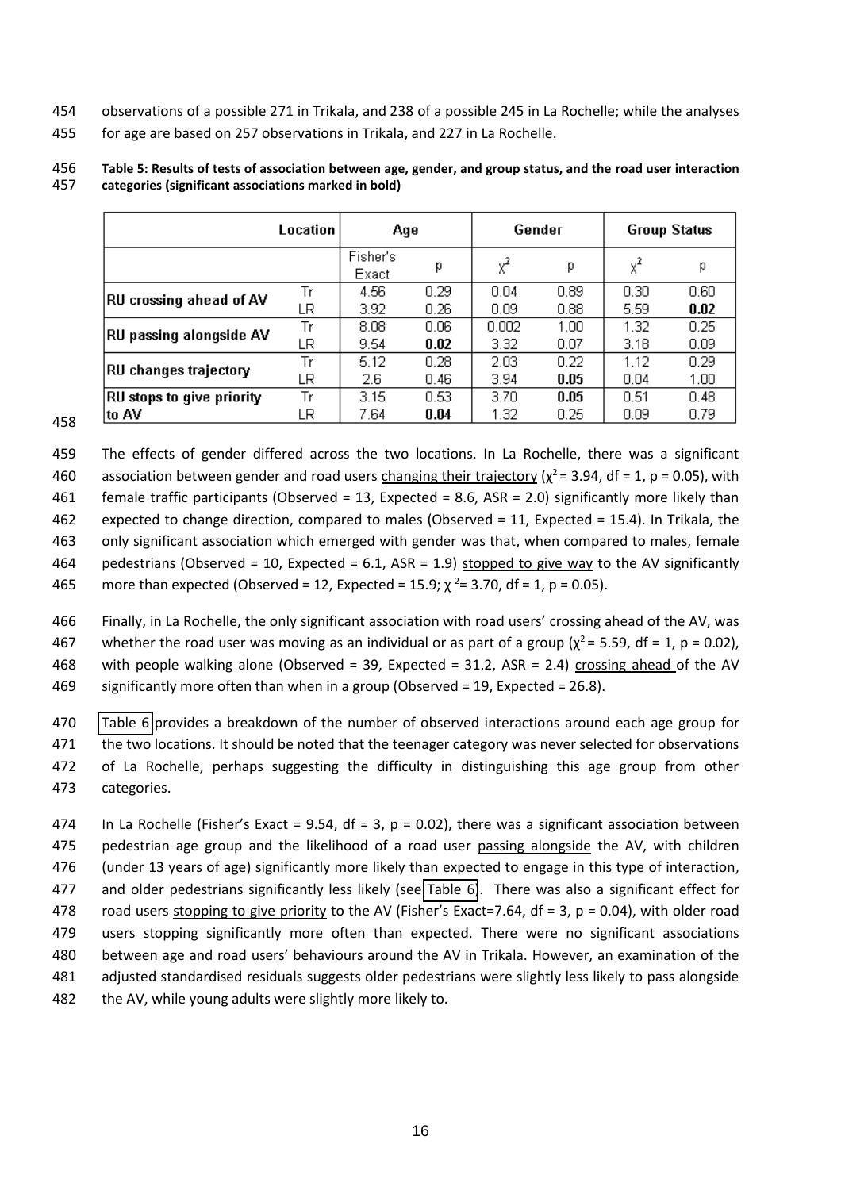observations of a possible 271 in Trikala, and 238 of a possible 245 in La Rochelle; while the analyses for age are based on 257 observations in Trikala, and 227 in La Rochelle.

**Table 5: Results of tests of association between age, gender, and group status, and the road user interaction categories (significant associations marked in bold)**

| | Location | Age | | Gender | | Group Status | |
|---|---|---|---|---|---|---|---|
| | | Fisher's Exact | p | $\chi^2$ | p | $\chi^2$ | p |
| **RU crossing ahead of AV** | Tr | 4.56 | 0.29 | 0.04 | 0.89 | 0.30 | 0.60 |
| | LR | 3.92 | 0.26 | 0.09 | 0.88 | 5.59 | **0.02** |
| **RU passing alongside AV** | Tr | 8.08 | 0.06 | 0.002 | 1.00 | 1.32 | 0.25 |
| | LR | 9.54 | **0.02** | 3.32 | 0.07 | 3.18 | 0.09 |
| **RU changes trajectory** | Tr | 5.12 | 0.28 | 2.03 | 0.22 | 1.12 | 0.29 |
| | LR | 2.6 | 0.46 | 3.94 | **0.05** | 0.04 | 1.00 |
| **RU stops to give priority to AV** | Tr | 3.15 | 0.53 | 3.70 | **0.05** | 0.51 | 0.48 |
| | LR | 7.64 | **0.04** | 1.32 | 0.25 | 0.09 | 0.79 |

The effects of gender differed across the two locations. In La Rochelle, there was a significant association between gender and road users changing their trajectory ($\chi^2 = 3.94$, df = 1, p = 0.05), with female traffic participants (Observed = 13, Expected = 8.6, ASR = 2.0) significantly more likely than expected to change direction, compared to males (Observed = 11, Expected = 15.4). In Trikala, the only significant association which emerged with gender was that, when compared to males, female pedestrians (Observed = 10, Expected = 6.1, ASR = 1.9) stopped to give way to the AV significantly more than expected (Observed = 12, Expected = 15.9; $\chi^2 = 3.70$, df = 1, p = 0.05).

Finally, in La Rochelle, the only significant association with road users' crossing ahead of the AV, was whether the road user was moving as an individual or as part of a group ($\chi^2 = 5.59$, df = 1, p = 0.02), with people walking alone (Observed = 39, Expected = 31.2, ASR = 2.4) crossing ahead of the AV significantly more often than when in a group (Observed = 19, Expected = 26.8).

Table 6 provides a breakdown of the number of observed interactions around each age group for the two locations. It should be noted that the teenager category was never selected for observations of La Rochelle, perhaps suggesting the difficulty in distinguishing this age group from other categories.

In La Rochelle (Fisher's Exact = 9.54, df = 3, p = 0.02), there was a significant association between pedestrian age group and the likelihood of a road user passing alongside the AV, with children (under 13 years of age) significantly more likely than expected to engage in this type of interaction, and older pedestrians significantly less likely (see Table 6). There was also a significant effect for road users stopping to give priority to the AV (Fisher's Exact=7.64, df = 3, p = 0.04), with older road users stopping significantly more often than expected. There were no significant associations between age and road users' behaviours around the AV in Trikala. However, an examination of the adjusted standardised residuals suggests older pedestrians were slightly less likely to pass alongside the AV, while young adults were slightly more likely to.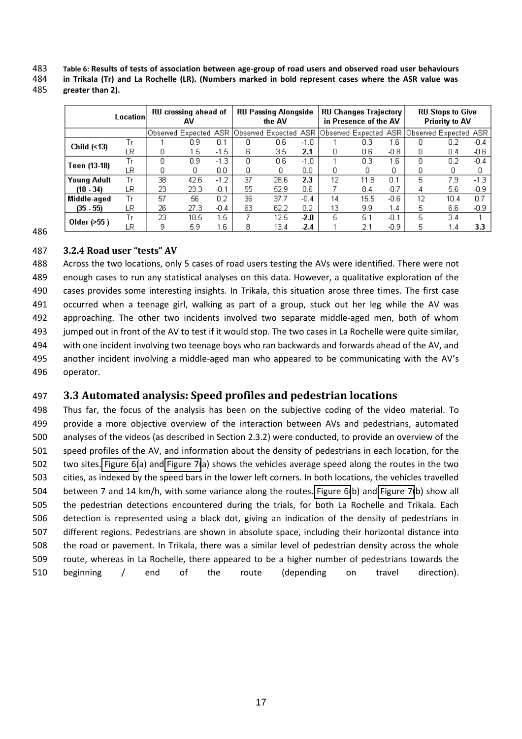**Table 6: Results of tests of association between age-group of road users and observed road user behaviours in Trikala (Tr) and La Rochelle (LR). (Numbers marked in bold represent cases where the ASR value was greater than 2).**

| | Location | RU crossing ahead of AV | | | RU Passing Alongside the AV | | | RU Changes Trajectory in Presence of the AV | | | RU Stops to Give Priority to AV | | |
|---|---|---|---|---|---|---|---|---|---|---|---|---|---|
| | | Observed | Expected | ASR | Observed | Expected | ASR | Observed | Expected | ASR | Observed | Expected | ASR |
| Child (<13) | Tr | 1 | 0.9 | 0.1 | 0 | 0.6 | -1.0 | 1 | 0.3 | 1.6 | 0 | 0.2 | -0.4 |
| | LR | 0 | 1.5 | -1.5 | 6 | 3.5 | **2.1** | 0 | 0.6 | -0.8 | 0 | 0.4 | -0.6 |
| Teen (13-18) | Tr | 0 | 0.9 | -1.3 | 0 | 0.6 | -1.0 | 1 | 0.3 | 1.6 | 0 | 0.2 | -0.4 |
| | LR | 0 | 0 | 0.0 | 0 | 0 | 0.0 | 0 | 0 | 0 | 0 | 0 | 0 |
| Young Adult (18 - 34) | Tr | 38 | 42.6 | -1.2 | 37 | 28.6 | **2.3** | 12 | 11.8 | 0.1 | 5 | 7.9 | -1.3 |
| | LR | 23 | 23.3 | -0.1 | 55 | 52.9 | 0.6 | 7 | 8.4 | -0.7 | 4 | 5.6 | -0.9 |
| Middle-aged (35 - 55) | Tr | 57 | 56 | 0.2 | 36 | 37.7 | -0.4 | 14 | 15.5 | -0.6 | 12 | 10.4 | 0.7 |
| | LR | 26 | 27.3 | -0.4 | 63 | 62.2 | 0.2 | 13 | 9.9 | 1.4 | 5 | 6.6 | -0.9 |
| Older (>55) | Tr | 23 | 18.5 | 1.5 | 7 | 12.5 | **-2.0** | 5 | 5.1 | -0.1 | 5 | 3.4 | 1 |
| | LR | 9 | 5.9 | 1.6 | 8 | 13.4 | **-2.4** | 1 | 2.1 | -0.9 | 5 | 1.4 | **3.3** |

### 3.2.4 Road user "tests" AV

Across the two locations, only 5 cases of road users testing the AVs were identified. There were not enough cases to run any statistical analyses on this data. However, a qualitative exploration of the cases provides some interesting insights. In Trikala, this situation arose three times. The first case occurred when a teenage girl, walking as part of a group, stuck out her leg while the AV was approaching. The other two incidents involved two separate middle-aged men, both of whom jumped out in front of the AV to test if it would stop. The two cases in La Rochelle were quite similar, with one incident involving two teenage boys who ran backwards and forwards ahead of the AV, and another incident involving a middle-aged man who appeared to be communicating with the AV's operator.

## 3.3 Automated analysis: Speed profiles and pedestrian locations

Thus far, the focus of the analysis has been on the subjective coding of the video material. To provide a more objective overview of the interaction between AVs and pedestrians, automated analyses of the videos (as described in Section 2.3.2) were conducted, to provide an overview of the speed profiles of the AV, and information about the density of pedestrians in each location, for the two sites. Figure 6(a) and Figure 7(a) shows the vehicles average speed along the routes in the two cities, as indexed by the speed bars in the lower left corners. In both locations, the vehicles travelled between 7 and 14 km/h, with some variance along the routes. Figure 6(b) and Figure 7(b) show all the pedestrian detections encountered during the trials, for both La Rochelle and Trikala. Each detection is represented using a black dot, giving an indication of the density of pedestrians in different regions. Pedestrians are shown in absolute space, including their horizontal distance into the road or pavement. In Trikala, there was a similar level of pedestrian density across the whole route, whereas in La Rochelle, there appeared to be a higher number of pedestrians towards the beginning / end of the route (depending on travel direction).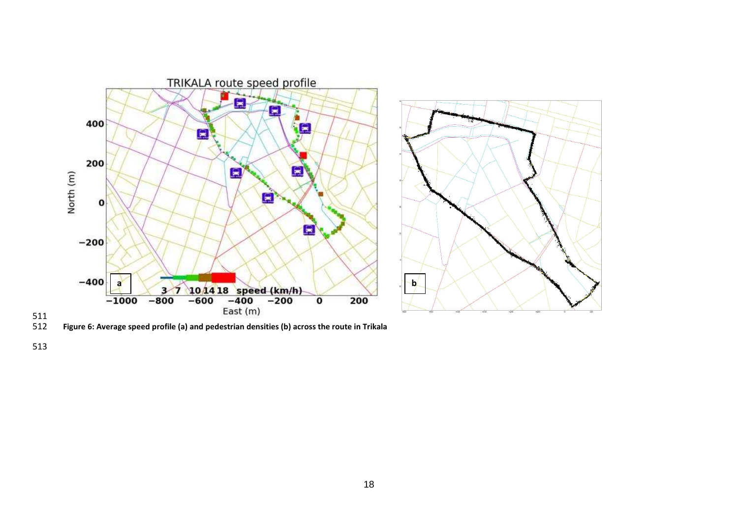Figure 6: Average speed profile (a) and pedestrian densities (b) across the route in Trikala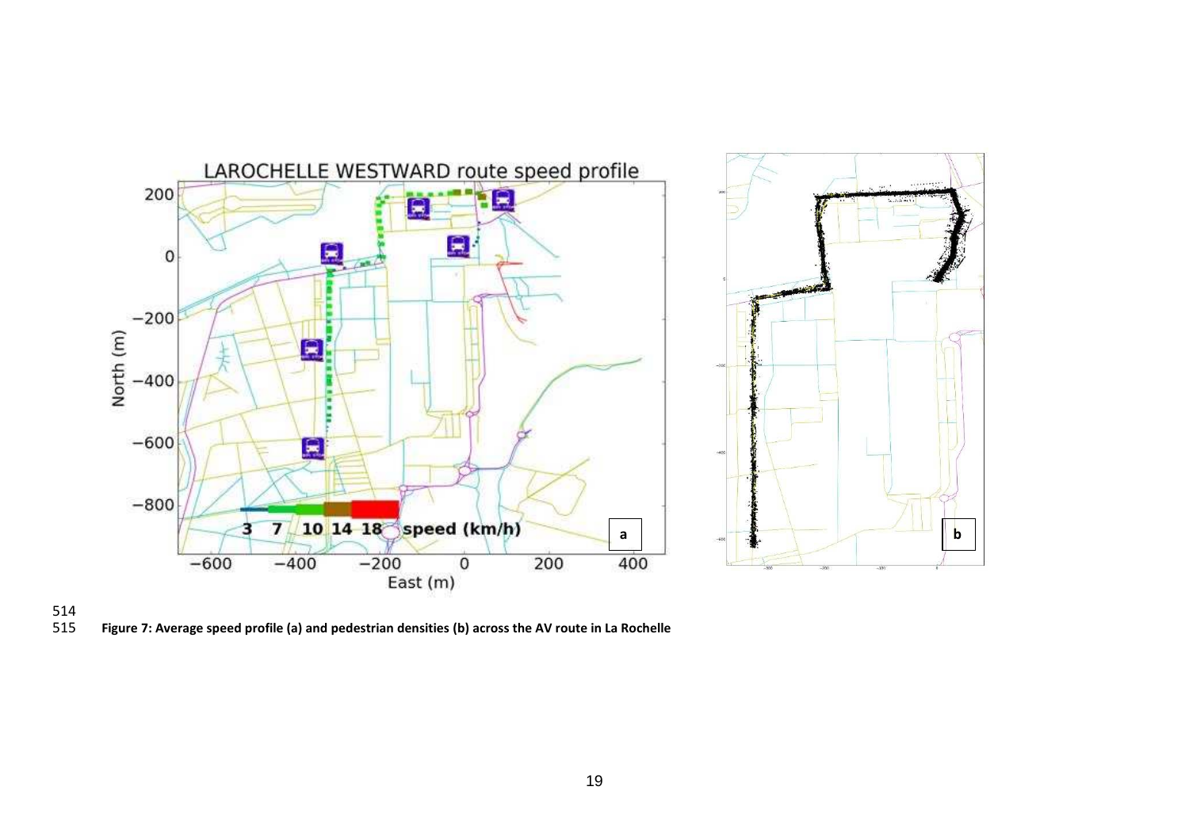Figure 7: Average speed profile (a) and pedestrian densities (b) across the AV route in La Rochelle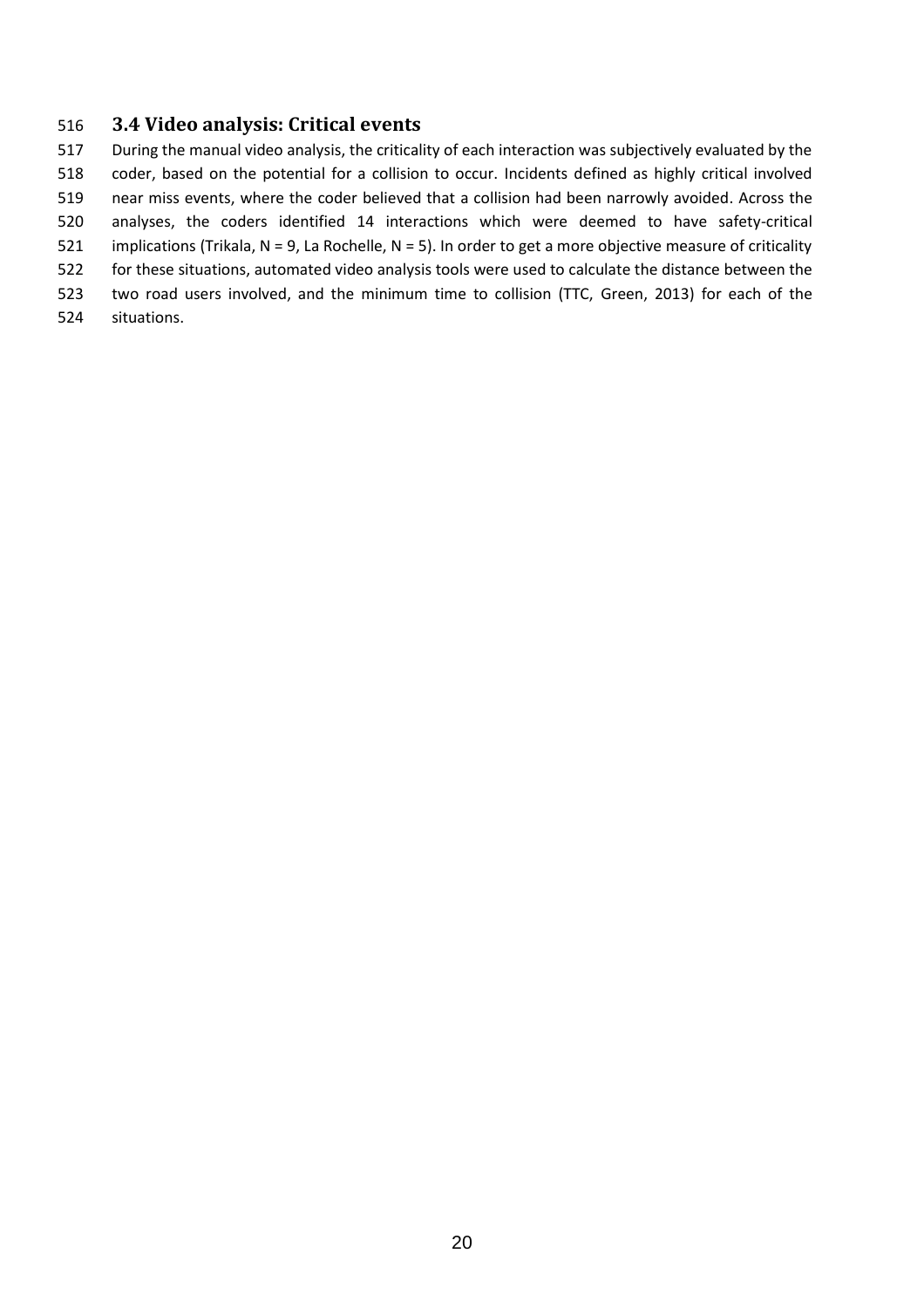### 3.4 Video analysis: Critical events

During the manual video analysis, the criticality of each interaction was subjectively evaluated by the coder, based on the potential for a collision to occur. Incidents defined as highly critical involved near miss events, where the coder believed that a collision had been narrowly avoided. Across the analyses, the coders identified 14 interactions which were deemed to have safety-critical implications (Trikala, N = 9, La Rochelle, N = 5). In order to get a more objective measure of criticality for these situations, automated video analysis tools were used to calculate the distance between the two road users involved, and the minimum time to collision (TTC, Green, 2013) for each of the situations.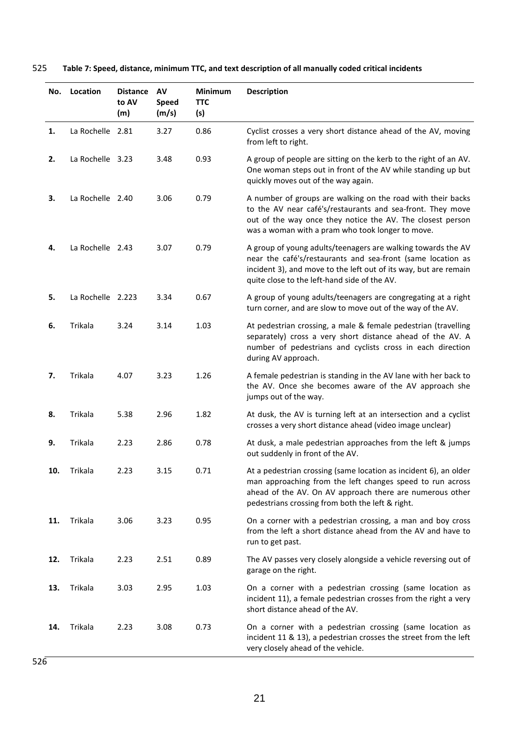**Table 7: Speed, distance, minimum TTC, and text description of all manually coded critical incidents**

| No. | Location | Distance to AV (m) | AV Speed (m/s) | Minimum TTC (s) | Description |
|---|---|---|---|---|---|
| 1. | La Rochelle | 2.81 | 3.27 | 0.86 | Cyclist crosses a very short distance ahead of the AV, moving from left to right. |
| 2. | La Rochelle | 3.23 | 3.48 | 0.93 | A group of people are sitting on the kerb to the right of an AV. One woman steps out in front of the AV while standing up but quickly moves out of the way again. |
| 3. | La Rochelle | 2.40 | 3.06 | 0.79 | A number of groups are walking on the road with their backs to the AV near café's/restaurants and sea-front. They move out of the way once they notice the AV. The closest person was a woman with a pram who took longer to move. |
| 4. | La Rochelle | 2.43 | 3.07 | 0.79 | A group of young adults/teenagers are walking towards the AV near the café's/restaurants and sea-front (same location as incident 3), and move to the left out of its way, but are remain quite close to the left-hand side of the AV. |
| 5. | La Rochelle | 2.223 | 3.34 | 0.67 | A group of young adults/teenagers are congregating at a right turn corner, and are slow to move out of the way of the AV. |
| 6. | Trikala | 3.24 | 3.14 | 1.03 | At pedestrian crossing, a male & female pedestrian (travelling separately) cross a very short distance ahead of the AV. A number of pedestrians and cyclists cross in each direction during AV approach. |
| 7. | Trikala | 4.07 | 3.23 | 1.26 | A female pedestrian is standing in the AV lane with her back to the AV. Once she becomes aware of the AV approach she jumps out of the way. |
| 8. | Trikala | 5.38 | 2.96 | 1.82 | At dusk, the AV is turning left at an intersection and a cyclist crosses a very short distance ahead (video image unclear) |
| 9. | Trikala | 2.23 | 2.86 | 0.78 | At dusk, a male pedestrian approaches from the left & jumps out suddenly in front of the AV. |
| 10. | Trikala | 2.23 | 3.15 | 0.71 | At a pedestrian crossing (same location as incident 6), an older man approaching from the left changes speed to run across ahead of the AV. On AV approach there are numerous other pedestrians crossing from both the left & right. |
| 11. | Trikala | 3.06 | 3.23 | 0.95 | On a corner with a pedestrian crossing, a man and boy cross from the left a short distance ahead from the AV and have to run to get past. |
| 12. | Trikala | 2.23 | 2.51 | 0.89 | The AV passes very closely alongside a vehicle reversing out of garage on the right. |
| 13. | Trikala | 3.03 | 2.95 | 1.03 | On a corner with a pedestrian crossing (same location as incident 11), a female pedestrian crosses from the right a very short distance ahead of the AV. |
| 14. | Trikala | 2.23 | 3.08 | 0.73 | On a corner with a pedestrian crossing (same location as incident 11 & 13), a pedestrian crosses the street from the left very closely ahead of the vehicle. |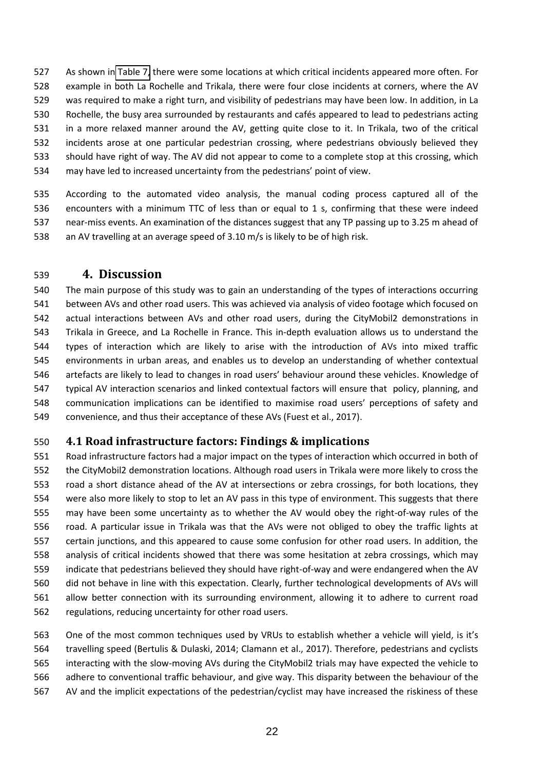As shown in Table 7, there were some locations at which critical incidents appeared more often. For example in both La Rochelle and Trikala, there were four close incidents at corners, where the AV was required to make a right turn, and visibility of pedestrians may have been low. In addition, in La Rochelle, the busy area surrounded by restaurants and cafés appeared to lead to pedestrians acting in a more relaxed manner around the AV, getting quite close to it. In Trikala, two of the critical incidents arose at one particular pedestrian crossing, where pedestrians obviously believed they should have right of way. The AV did not appear to come to a complete stop at this crossing, which may have led to increased uncertainty from the pedestrians' point of view.

According to the automated video analysis, the manual coding process captured all of the encounters with a minimum TTC of less than or equal to 1 s, confirming that these were indeed near-miss events. An examination of the distances suggest that any TP passing up to 3.25 m ahead of an AV travelling at an average speed of 3.10 m/s is likely to be of high risk.

# 4. Discussion

The main purpose of this study was to gain an understanding of the types of interactions occurring between AVs and other road users. This was achieved via analysis of video footage which focused on actual interactions between AVs and other road users, during the CityMobil2 demonstrations in Trikala in Greece, and La Rochelle in France. This in-depth evaluation allows us to understand the types of interaction which are likely to arise with the introduction of AVs into mixed traffic environments in urban areas, and enables us to develop an understanding of whether contextual artefacts are likely to lead to changes in road users' behaviour around these vehicles. Knowledge of typical AV interaction scenarios and linked contextual factors will ensure that policy, planning, and communication implications can be identified to maximise road users' perceptions of safety and convenience, and thus their acceptance of these AVs (Fuest et al., 2017).

## 4.1 Road infrastructure factors: Findings & implications

Road infrastructure factors had a major impact on the types of interaction which occurred in both of the CityMobil2 demonstration locations. Although road users in Trikala were more likely to cross the road a short distance ahead of the AV at intersections or zebra crossings, for both locations, they were also more likely to stop to let an AV pass in this type of environment. This suggests that there may have been some uncertainty as to whether the AV would obey the right-of-way rules of the road. A particular issue in Trikala was that the AVs were not obliged to obey the traffic lights at certain junctions, and this appeared to cause some confusion for other road users. In addition, the analysis of critical incidents showed that there was some hesitation at zebra crossings, which may indicate that pedestrians believed they should have right-of-way and were endangered when the AV did not behave in line with this expectation. Clearly, further technological developments of AVs will allow better connection with its surrounding environment, allowing it to adhere to current road regulations, reducing uncertainty for other road users.

One of the most common techniques used by VRUs to establish whether a vehicle will yield, is it's travelling speed (Bertulis & Dulaski, 2014; Clamann et al., 2017). Therefore, pedestrians and cyclists interacting with the slow-moving AVs during the CityMobil2 trials may have expected the vehicle to adhere to conventional traffic behaviour, and give way. This disparity between the behaviour of the AV and the implicit expectations of the pedestrian/cyclist may have increased the riskiness of these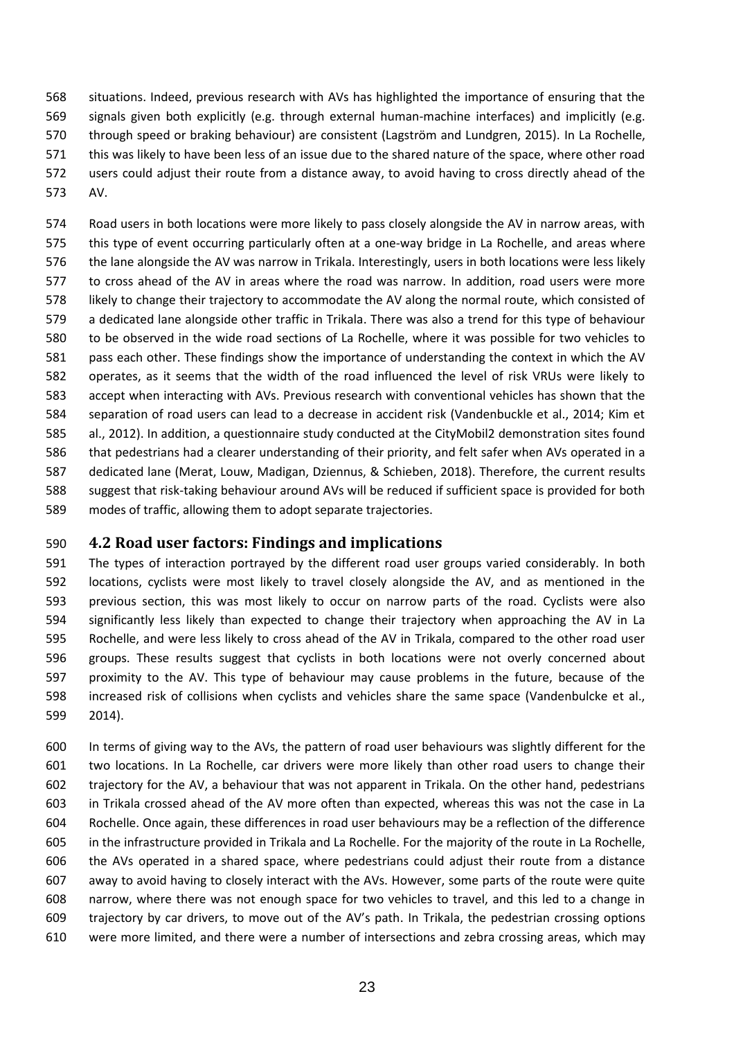situations. Indeed, previous research with AVs has highlighted the importance of ensuring that the signals given both explicitly (e.g. through external human-machine interfaces) and implicitly (e.g. through speed or braking behaviour) are consistent (Lagström and Lundgren, 2015). In La Rochelle, this was likely to have been less of an issue due to the shared nature of the space, where other road users could adjust their route from a distance away, to avoid having to cross directly ahead of the AV.

Road users in both locations were more likely to pass closely alongside the AV in narrow areas, with this type of event occurring particularly often at a one-way bridge in La Rochelle, and areas where the lane alongside the AV was narrow in Trikala. Interestingly, users in both locations were less likely to cross ahead of the AV in areas where the road was narrow. In addition, road users were more likely to change their trajectory to accommodate the AV along the normal route, which consisted of a dedicated lane alongside other traffic in Trikala. There was also a trend for this type of behaviour to be observed in the wide road sections of La Rochelle, where it was possible for two vehicles to pass each other. These findings show the importance of understanding the context in which the AV operates, as it seems that the width of the road influenced the level of risk VRUs were likely to accept when interacting with AVs. Previous research with conventional vehicles has shown that the separation of road users can lead to a decrease in accident risk (Vandenbuckle et al., 2014; Kim et al., 2012). In addition, a questionnaire study conducted at the CityMobil2 demonstration sites found that pedestrians had a clearer understanding of their priority, and felt safer when AVs operated in a dedicated lane (Merat, Louw, Madigan, Dziennus, & Schieben, 2018). Therefore, the current results suggest that risk-taking behaviour around AVs will be reduced if sufficient space is provided for both modes of traffic, allowing them to adopt separate trajectories.

## 4.2 Road user factors: Findings and implications

The types of interaction portrayed by the different road user groups varied considerably. In both locations, cyclists were most likely to travel closely alongside the AV, and as mentioned in the previous section, this was most likely to occur on narrow parts of the road. Cyclists were also significantly less likely than expected to change their trajectory when approaching the AV in La Rochelle, and were less likely to cross ahead of the AV in Trikala, compared to the other road user groups. These results suggest that cyclists in both locations were not overly concerned about proximity to the AV. This type of behaviour may cause problems in the future, because of the increased risk of collisions when cyclists and vehicles share the same space (Vandenbulcke et al., 2014).

In terms of giving way to the AVs, the pattern of road user behaviours was slightly different for the two locations. In La Rochelle, car drivers were more likely than other road users to change their trajectory for the AV, a behaviour that was not apparent in Trikala. On the other hand, pedestrians in Trikala crossed ahead of the AV more often than expected, whereas this was not the case in La Rochelle. Once again, these differences in road user behaviours may be a reflection of the difference in the infrastructure provided in Trikala and La Rochelle. For the majority of the route in La Rochelle, the AVs operated in a shared space, where pedestrians could adjust their route from a distance away to avoid having to closely interact with the AVs. However, some parts of the route were quite narrow, where there was not enough space for two vehicles to travel, and this led to a change in trajectory by car drivers, to move out of the AV's path. In Trikala, the pedestrian crossing options were more limited, and there were a number of intersections and zebra crossing areas, which may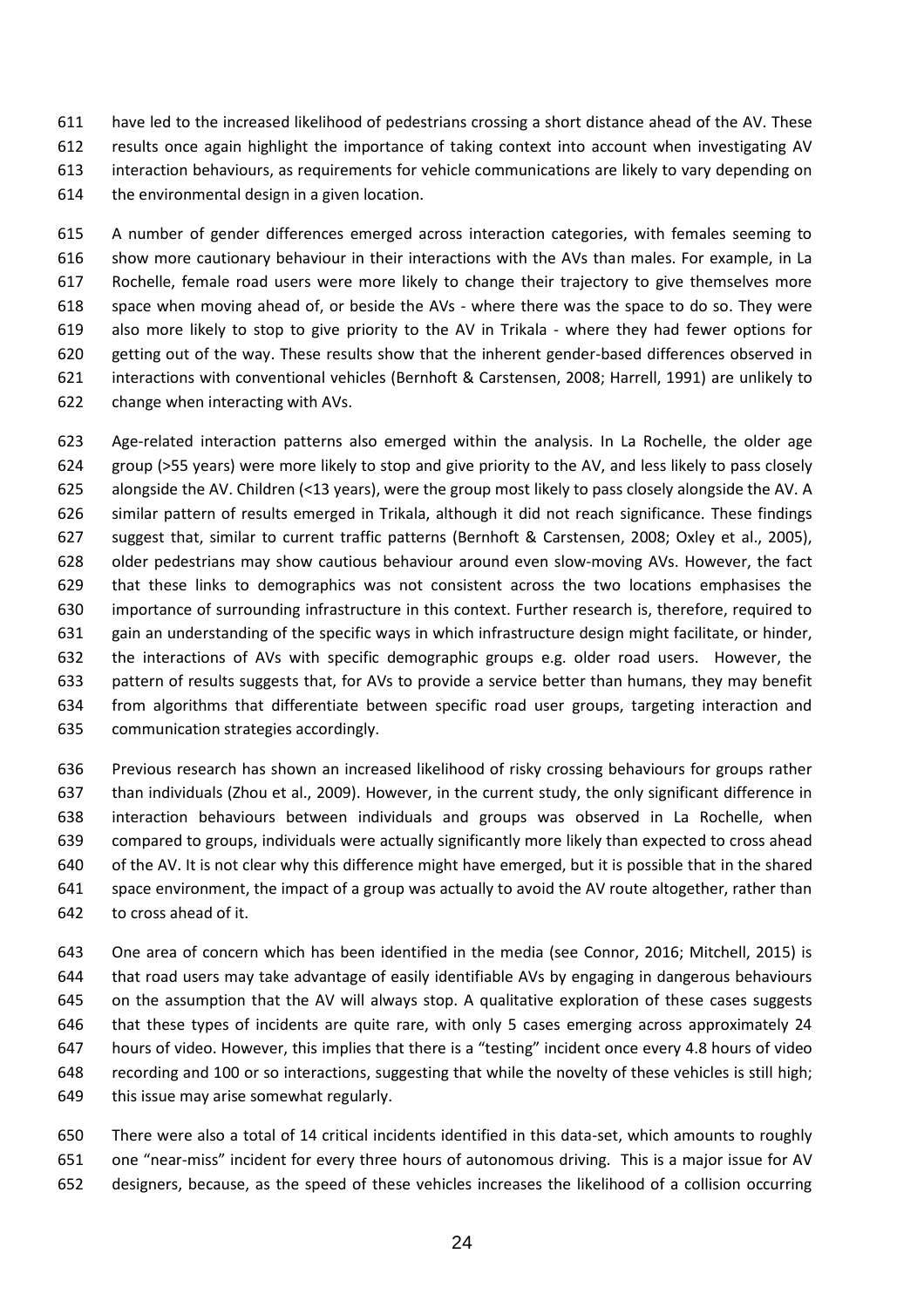have led to the increased likelihood of pedestrians crossing a short distance ahead of the AV. These results once again highlight the importance of taking context into account when investigating AV interaction behaviours, as requirements for vehicle communications are likely to vary depending on the environmental design in a given location.

A number of gender differences emerged across interaction categories, with females seeming to show more cautionary behaviour in their interactions with the AVs than males. For example, in La Rochelle, female road users were more likely to change their trajectory to give themselves more space when moving ahead of, or beside the AVs - where there was the space to do so. They were also more likely to stop to give priority to the AV in Trikala - where they had fewer options for getting out of the way. These results show that the inherent gender-based differences observed in interactions with conventional vehicles (Bernhoft & Carstensen, 2008; Harrell, 1991) are unlikely to change when interacting with AVs.

Age-related interaction patterns also emerged within the analysis. In La Rochelle, the older age group (>55 years) were more likely to stop and give priority to the AV, and less likely to pass closely alongside the AV. Children (<13 years), were the group most likely to pass closely alongside the AV. A similar pattern of results emerged in Trikala, although it did not reach significance. These findings suggest that, similar to current traffic patterns (Bernhoft & Carstensen, 2008; Oxley et al., 2005), older pedestrians may show cautious behaviour around even slow-moving AVs. However, the fact that these links to demographics was not consistent across the two locations emphasises the importance of surrounding infrastructure in this context. Further research is, therefore, required to gain an understanding of the specific ways in which infrastructure design might facilitate, or hinder, the interactions of AVs with specific demographic groups e.g. older road users. However, the pattern of results suggests that, for AVs to provide a service better than humans, they may benefit from algorithms that differentiate between specific road user groups, targeting interaction and communication strategies accordingly.

Previous research has shown an increased likelihood of risky crossing behaviours for groups rather than individuals (Zhou et al., 2009). However, in the current study, the only significant difference in interaction behaviours between individuals and groups was observed in La Rochelle, when compared to groups, individuals were actually significantly more likely than expected to cross ahead of the AV. It is not clear why this difference might have emerged, but it is possible that in the shared space environment, the impact of a group was actually to avoid the AV route altogether, rather than to cross ahead of it.

One area of concern which has been identified in the media (see Connor, 2016; Mitchell, 2015) is that road users may take advantage of easily identifiable AVs by engaging in dangerous behaviours on the assumption that the AV will always stop. A qualitative exploration of these cases suggests that these types of incidents are quite rare, with only 5 cases emerging across approximately 24 hours of video. However, this implies that there is a "testing" incident once every 4.8 hours of video recording and 100 or so interactions, suggesting that while the novelty of these vehicles is still high; this issue may arise somewhat regularly.

There were also a total of 14 critical incidents identified in this data-set, which amounts to roughly one "near-miss" incident for every three hours of autonomous driving. This is a major issue for AV designers, because, as the speed of these vehicles increases the likelihood of a collision occurring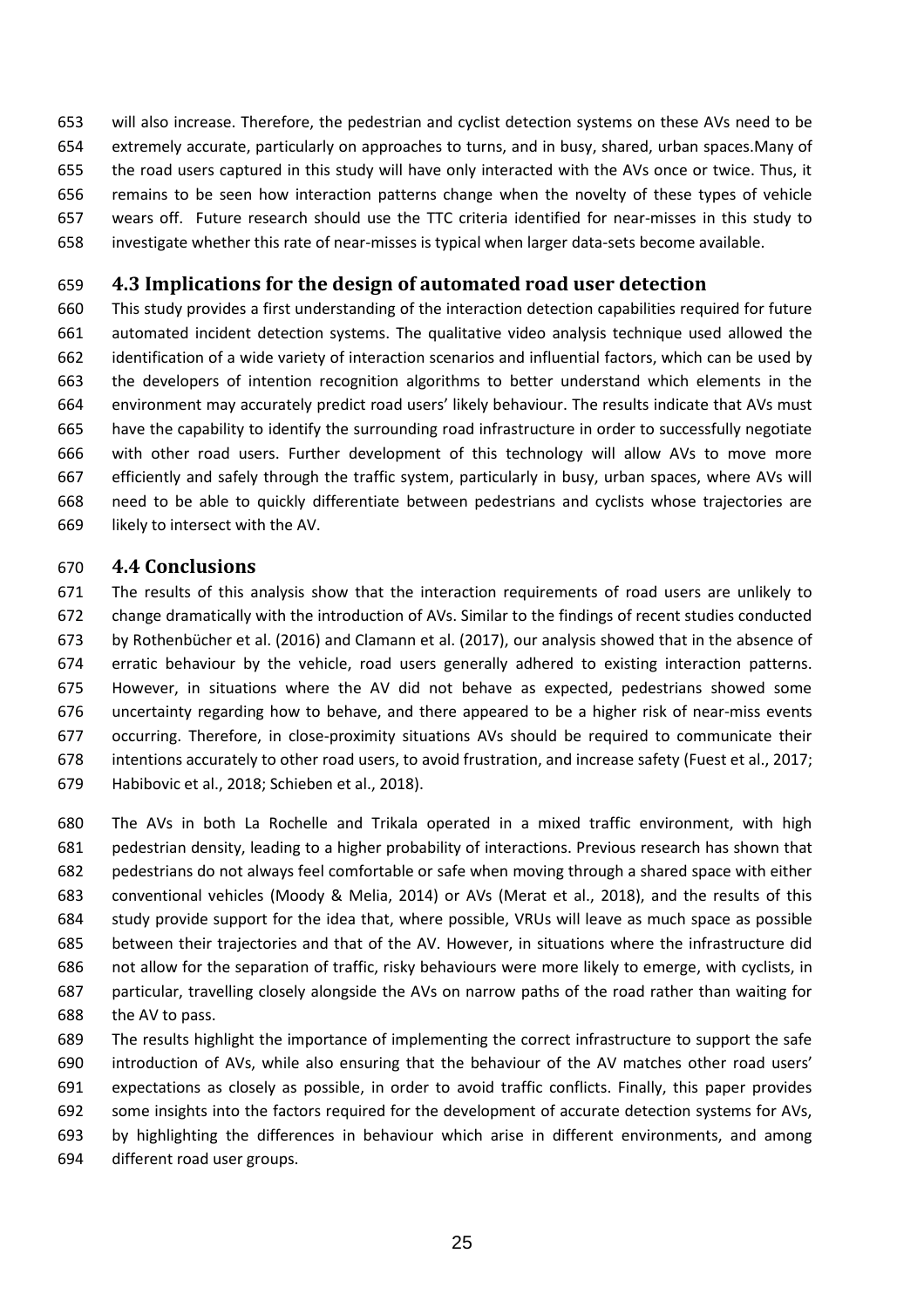will also increase. Therefore, the pedestrian and cyclist detection systems on these AVs need to be extremely accurate, particularly on approaches to turns, and in busy, shared, urban spaces.Many of the road users captured in this study will have only interacted with the AVs once or twice. Thus, it remains to be seen how interaction patterns change when the novelty of these types of vehicle wears off. Future research should use the TTC criteria identified for near-misses in this study to investigate whether this rate of near-misses is typical when larger data-sets become available.

## 4.3 Implications for the design of automated road user detection

This study provides a first understanding of the interaction detection capabilities required for future automated incident detection systems. The qualitative video analysis technique used allowed the identification of a wide variety of interaction scenarios and influential factors, which can be used by the developers of intention recognition algorithms to better understand which elements in the environment may accurately predict road users' likely behaviour. The results indicate that AVs must have the capability to identify the surrounding road infrastructure in order to successfully negotiate with other road users. Further development of this technology will allow AVs to move more efficiently and safely through the traffic system, particularly in busy, urban spaces, where AVs will need to be able to quickly differentiate between pedestrians and cyclists whose trajectories are likely to intersect with the AV.

## 4.4 Conclusions

The results of this analysis show that the interaction requirements of road users are unlikely to change dramatically with the introduction of AVs. Similar to the findings of recent studies conducted by Rothenbücher et al. (2016) and Clamann et al. (2017), our analysis showed that in the absence of erratic behaviour by the vehicle, road users generally adhered to existing interaction patterns. However, in situations where the AV did not behave as expected, pedestrians showed some uncertainty regarding how to behave, and there appeared to be a higher risk of near-miss events occurring. Therefore, in close-proximity situations AVs should be required to communicate their intentions accurately to other road users, to avoid frustration, and increase safety (Fuest et al., 2017; Habibovic et al., 2018; Schieben et al., 2018).

The AVs in both La Rochelle and Trikala operated in a mixed traffic environment, with high pedestrian density, leading to a higher probability of interactions. Previous research has shown that pedestrians do not always feel comfortable or safe when moving through a shared space with either conventional vehicles (Moody & Melia, 2014) or AVs (Merat et al., 2018), and the results of this study provide support for the idea that, where possible, VRUs will leave as much space as possible between their trajectories and that of the AV. However, in situations where the infrastructure did not allow for the separation of traffic, risky behaviours were more likely to emerge, with cyclists, in particular, travelling closely alongside the AVs on narrow paths of the road rather than waiting for the AV to pass.

The results highlight the importance of implementing the correct infrastructure to support the safe introduction of AVs, while also ensuring that the behaviour of the AV matches other road users' expectations as closely as possible, in order to avoid traffic conflicts. Finally, this paper provides some insights into the factors required for the development of accurate detection systems for AVs, by highlighting the differences in behaviour which arise in different environments, and among different road user groups.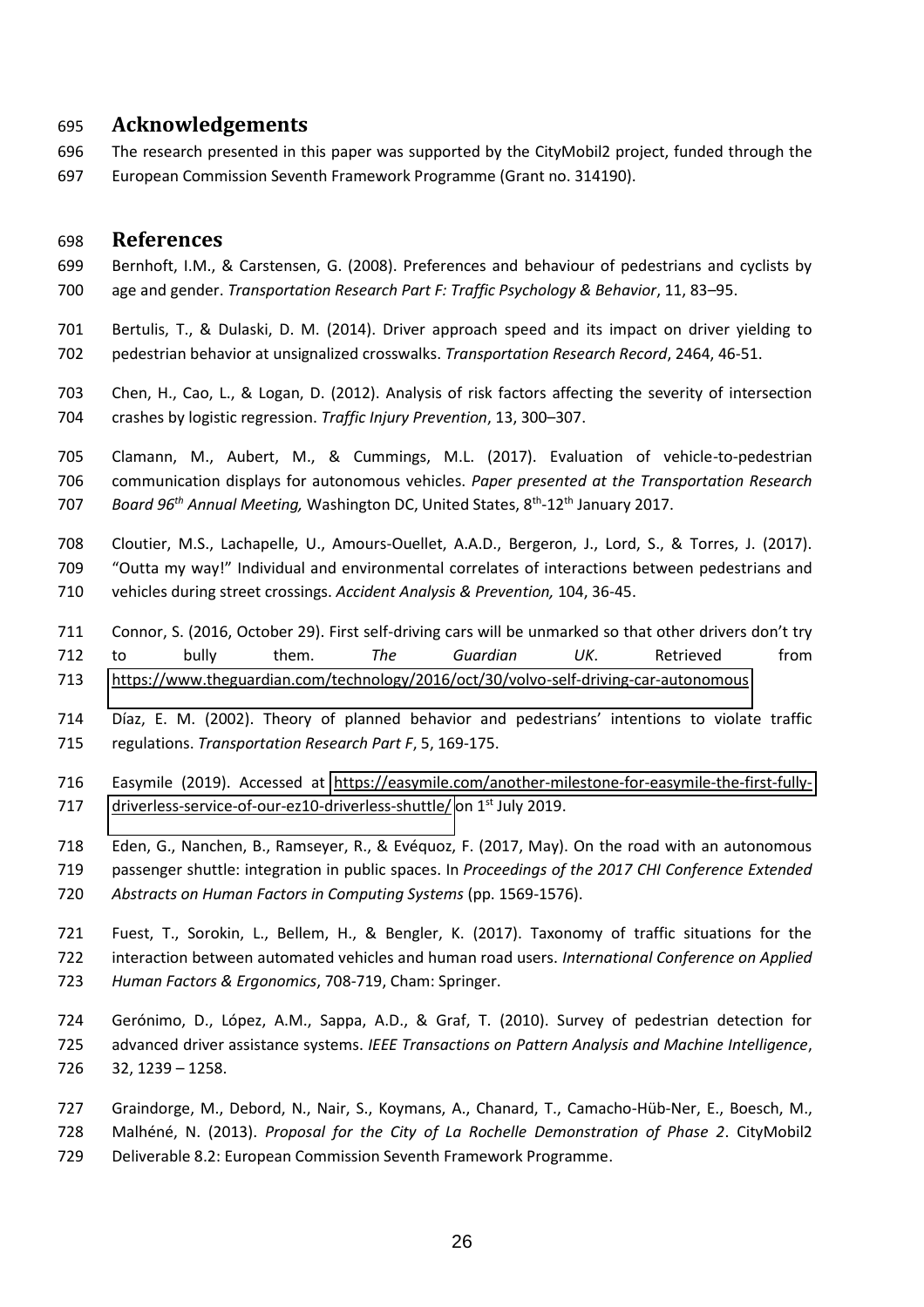## Acknowledgements

The research presented in this paper was supported by the CityMobil2 project, funded through the European Commission Seventh Framework Programme (Grant no. 314190).

## References

Bernhoft, I.M., & Carstensen, G. (2008). Preferences and behaviour of pedestrians and cyclists by age and gender. *Transportation Research Part F: Traffic Psychology & Behavior*, 11, 83–95.

Bertulis, T., & Dulaski, D. M. (2014). Driver approach speed and its impact on driver yielding to pedestrian behavior at unsignalized crosswalks. *Transportation Research Record*, 2464, 46-51.

Chen, H., Cao, L., & Logan, D. (2012). Analysis of risk factors affecting the severity of intersection crashes by logistic regression. *Traffic Injury Prevention*, 13, 300–307.

Clamann, M., Aubert, M., & Cummings, M.L. (2017). Evaluation of vehicle-to-pedestrian communication displays for autonomous vehicles. *Paper presented at the Transportation Research Board 96th Annual Meeting,* Washington DC, United States, 8th-12th January 2017.

Cloutier, M.S., Lachapelle, U., Amours-Ouellet, A.A.D., Bergeron, J., Lord, S., & Torres, J. (2017). "Outta my way!" Individual and environmental correlates of interactions between pedestrians and vehicles during street crossings. *Accident Analysis & Prevention,* 104, 36-45.

Connor, S. (2016, October 29). First self-driving cars will be unmarked so that other drivers don't try to bully them. *The Guardian UK*. Retrieved from https://www.theguardian.com/technology/2016/oct/30/volvo-self-driving-car-autonomous

Díaz, E. M. (2002). Theory of planned behavior and pedestrians' intentions to violate traffic regulations. *Transportation Research Part F*, 5, 169-175.

Easymile (2019). Accessed at https://easymile.com/another-milestone-for-easymile-the-first-fully-driverless-service-of-our-ez10-driverless-shuttle/ on 1st July 2019.

Eden, G., Nanchen, B., Ramseyer, R., & Evéquoz, F. (2017, May). On the road with an autonomous passenger shuttle: integration in public spaces. In *Proceedings of the 2017 CHI Conference Extended Abstracts on Human Factors in Computing Systems* (pp. 1569-1576).

Fuest, T., Sorokin, L., Bellem, H., & Bengler, K. (2017). Taxonomy of traffic situations for the interaction between automated vehicles and human road users. *International Conference on Applied Human Factors & Ergonomics*, 708-719, Cham: Springer.

Gerónimo, D., López, A.M., Sappa, A.D., & Graf, T. (2010). Survey of pedestrian detection for advanced driver assistance systems. *IEEE Transactions on Pattern Analysis and Machine Intelligence*, 32, 1239 – 1258.

Graindorge, M., Debord, N., Nair, S., Koymans, A., Chanard, T., Camacho-Hüb-Ner, E., Boesch, M., Malhéné, N. (2013). *Proposal for the City of La Rochelle Demonstration of Phase 2*. CityMobil2 Deliverable 8.2: European Commission Seventh Framework Programme.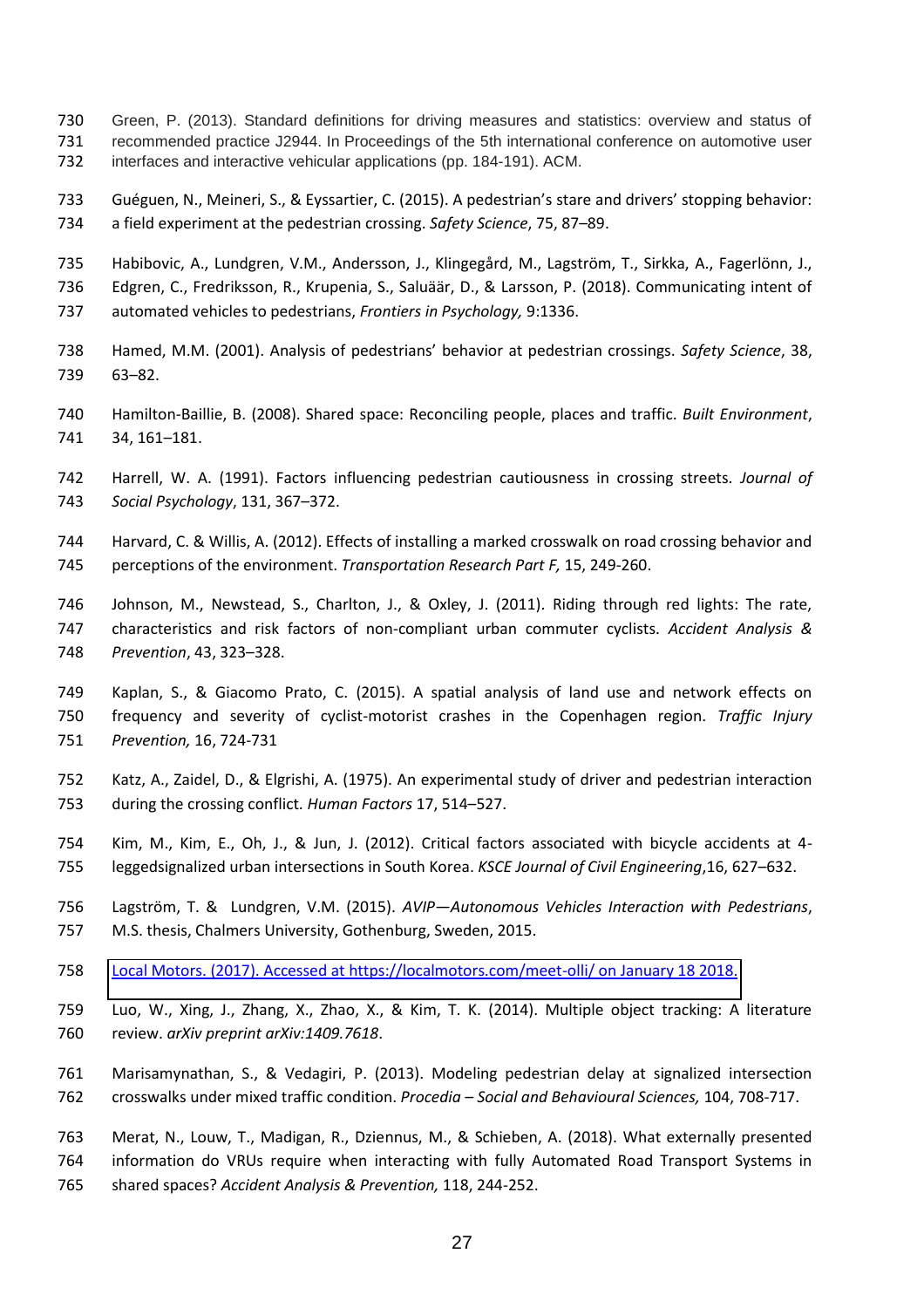Green, P. (2013). Standard definitions for driving measures and statistics: overview and status of recommended practice J2944. In Proceedings of the 5th international conference on automotive user interfaces and interactive vehicular applications (pp. 184-191). ACM.

Guéguen, N., Meineri, S., & Eyssartier, C. (2015). A pedestrian's stare and drivers' stopping behavior: a field experiment at the pedestrian crossing. *Safety Science*, 75, 87–89.

Habibovic, A., Lundgren, V.M., Andersson, J., Klingegård, M., Lagström, T., Sirkka, A., Fagerlönn, J., Edgren, C., Fredriksson, R., Krupenia, S., Saluäär, D., & Larsson, P. (2018). Communicating intent of automated vehicles to pedestrians, *Frontiers in Psychology,* 9:1336.

Hamed, M.M. (2001). Analysis of pedestrians' behavior at pedestrian crossings. *Safety Science*, 38, 63–82.

Hamilton-Baillie, B. (2008). Shared space: Reconciling people, places and traffic. *Built Environment*, 34, 161–181.

Harrell, W. A. (1991). Factors influencing pedestrian cautiousness in crossing streets. *Journal of Social Psychology*, 131, 367–372.

Harvard, C. & Willis, A. (2012). Effects of installing a marked crosswalk on road crossing behavior and perceptions of the environment. *Transportation Research Part F,* 15, 249-260.

Johnson, M., Newstead, S., Charlton, J., & Oxley, J. (2011). Riding through red lights: The rate, characteristics and risk factors of non-compliant urban commuter cyclists. *Accident Analysis & Prevention*, 43, 323–328.

Kaplan, S., & Giacomo Prato, C. (2015). A spatial analysis of land use and network effects on frequency and severity of cyclist-motorist crashes in the Copenhagen region. *Traffic Injury Prevention,* 16, 724-731

Katz, A., Zaidel, D., & Elgrishi, A. (1975). An experimental study of driver and pedestrian interaction during the crossing conflict. *Human Factors* 17, 514–527.

Kim, M., Kim, E., Oh, J., & Jun, J. (2012). Critical factors associated with bicycle accidents at 4-leggedsignalized urban intersections in South Korea. *KSCE Journal of Civil Engineering*,16, 627–632.

Lagström, T. & Lundgren, V.M. (2015). *AVIP—Autonomous Vehicles Interaction with Pedestrians*, M.S. thesis, Chalmers University, Gothenburg, Sweden, 2015.

Local Motors. (2017). Accessed at https://localmotors.com/meet-olli/ on January 18 2018.

Luo, W., Xing, J., Zhang, X., Zhao, X., & Kim, T. K. (2014). Multiple object tracking: A literature review. *arXiv preprint arXiv:1409.7618*.

Marisamynathan, S., & Vedagiri, P. (2013). Modeling pedestrian delay at signalized intersection crosswalks under mixed traffic condition. *Procedia – Social and Behavioural Sciences,* 104, 708-717.

Merat, N., Louw, T., Madigan, R., Dziennus, M., & Schieben, A. (2018). What externally presented information do VRUs require when interacting with fully Automated Road Transport Systems in shared spaces? *Accident Analysis & Prevention,* 118, 244-252.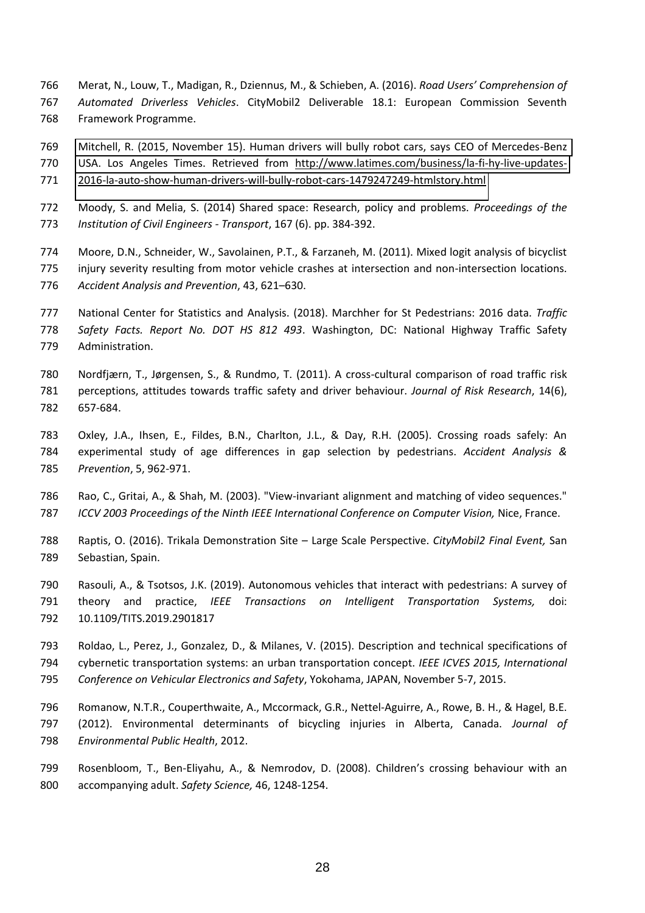Merat, N., Louw, T., Madigan, R., Dziennus, M., & Schieben, A. (2016). *Road Users' Comprehension of Automated Driverless Vehicles*. CityMobil2 Deliverable 18.1: European Commission Seventh Framework Programme.

Mitchell, R. (2015, November 15). Human drivers will bully robot cars, says CEO of Mercedes-Benz USA. Los Angeles Times. Retrieved from http://www.latimes.com/business/la-fi-hy-live-updates-2016-la-auto-show-human-drivers-will-bully-robot-cars-1479247249-htmlstory.html

Moody, S. and Melia, S. (2014) Shared space: Research, policy and problems. *Proceedings of the Institution of Civil Engineers - Transport*, 167 (6). pp. 384-392.

Moore, D.N., Schneider, W., Savolainen, P.T., & Farzaneh, M. (2011). Mixed logit analysis of bicyclist injury severity resulting from motor vehicle crashes at intersection and non-intersection locations. *Accident Analysis and Prevention*, 43, 621–630.

National Center for Statistics and Analysis. (2018). Marchher for St Pedestrians: 2016 data. *Traffic Safety Facts. Report No. DOT HS 812 493*. Washington, DC: National Highway Traffic Safety Administration.

Nordfjærn, T., Jørgensen, S., & Rundmo, T. (2011). A cross-cultural comparison of road traffic risk perceptions, attitudes towards traffic safety and driver behaviour. *Journal of Risk Research*, 14(6), 657-684.

Oxley, J.A., Ihsen, E., Fildes, B.N., Charlton, J.L., & Day, R.H. (2005). Crossing roads safely: An experimental study of age differences in gap selection by pedestrians. *Accident Analysis & Prevention*, 5, 962-971.

Rao, C., Gritai, A., & Shah, M. (2003). "View-invariant alignment and matching of video sequences." *ICCV 2003 Proceedings of the Ninth IEEE International Conference on Computer Vision,* Nice, France.

Raptis, O. (2016). Trikala Demonstration Site – Large Scale Perspective. *CityMobil2 Final Event,* San Sebastian, Spain.

Rasouli, A., & Tsotsos, J.K. (2019). Autonomous vehicles that interact with pedestrians: A survey of theory and practice, *IEEE Transactions on Intelligent Transportation Systems,* doi: 10.1109/TITS.2019.2901817

Roldao, L., Perez, J., Gonzalez, D., & Milanes, V. (2015). Description and technical specifications of cybernetic transportation systems: an urban transportation concept. *IEEE ICVES 2015, International Conference on Vehicular Electronics and Safety*, Yokohama, JAPAN, November 5-7, 2015.

Romanow, N.T.R., Couperthwaite, A., Mccormack, G.R., Nettel-Aguirre, A., Rowe, B. H., & Hagel, B.E. (2012). Environmental determinants of bicycling injuries in Alberta, Canada. *Journal of Environmental Public Health*, 2012.

Rosenbloom, T., Ben-Eliyahu, A., & Nemrodov, D. (2008). Children's crossing behaviour with an accompanying adult. *Safety Science,* 46, 1248-1254.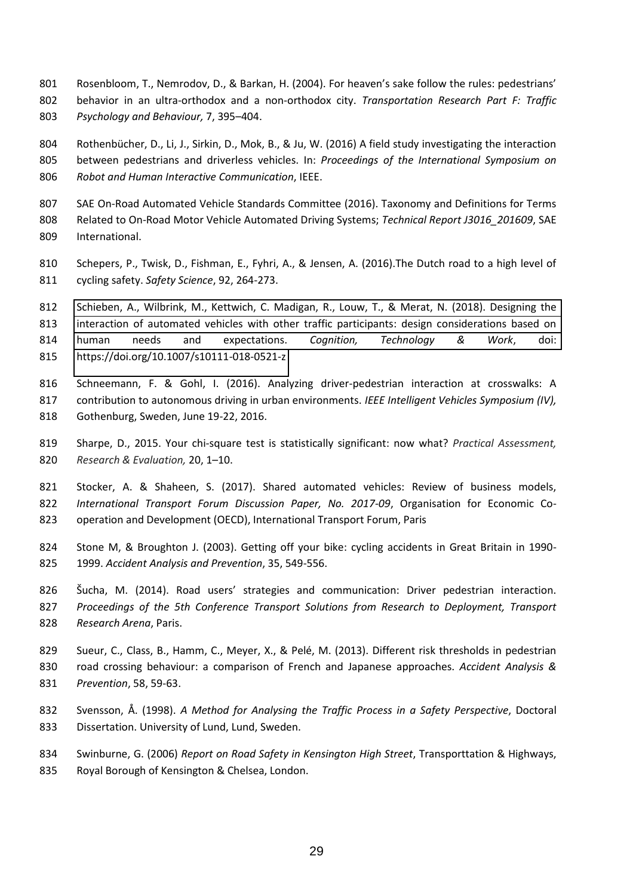Rosenbloom, T., Nemrodov, D., & Barkan, H. (2004). For heaven's sake follow the rules: pedestrians' behavior in an ultra-orthodox and a non-orthodox city. *Transportation Research Part F: Traffic Psychology and Behaviour,* 7, 395–404.

Rothenbücher, D., Li, J., Sirkin, D., Mok, B., & Ju, W. (2016) A field study investigating the interaction between pedestrians and driverless vehicles. In: *Proceedings of the International Symposium on Robot and Human Interactive Communication*, IEEE.

SAE On-Road Automated Vehicle Standards Committee (2016). Taxonomy and Definitions for Terms Related to On-Road Motor Vehicle Automated Driving Systems; *Technical Report J3016_201609*, SAE International.

Schepers, P., Twisk, D., Fishman, E., Fyhri, A., & Jensen, A. (2016).The Dutch road to a high level of cycling safety. *Safety Science*, 92, 264-273.

Schieben, A., Wilbrink, M., Kettwich, C. Madigan, R., Louw, T., & Merat, N. (2018). Designing the interaction of automated vehicles with other traffic participants: design considerations based on human needs and expectations. *Cognition, Technology & Work*, doi: https://doi.org/10.1007/s10111-018-0521-z

Schneemann, F. & Gohl, I. (2016). Analyzing driver-pedestrian interaction at crosswalks: A contribution to autonomous driving in urban environments. *IEEE Intelligent Vehicles Symposium (IV),* Gothenburg, Sweden, June 19-22, 2016.

Sharpe, D., 2015. Your chi-square test is statistically significant: now what? *Practical Assessment, Research & Evaluation,* 20, 1–10.

Stocker, A. & Shaheen, S. (2017). Shared automated vehicles: Review of business models, *International Transport Forum Discussion Paper, No. 2017-09*, Organisation for Economic Co-operation and Development (OECD), International Transport Forum, Paris

Stone M, & Broughton J. (2003). Getting off your bike: cycling accidents in Great Britain in 1990-1999. *Accident Analysis and Prevention*, 35, 549-556.

Šucha, M. (2014). Road users' strategies and communication: Driver pedestrian interaction. *Proceedings of the 5th Conference Transport Solutions from Research to Deployment, Transport Research Arena*, Paris.

Sueur, C., Class, B., Hamm, C., Meyer, X., & Pelé, M. (2013). Different risk thresholds in pedestrian road crossing behaviour: a comparison of French and Japanese approaches. *Accident Analysis & Prevention*, 58, 59-63.

Svensson, Å. (1998). *A Method for Analysing the Traffic Process in a Safety Perspective*, Doctoral Dissertation. University of Lund, Lund, Sweden.

Swinburne, G. (2006) *Report on Road Safety in Kensington High Street*, Transporttation & Highways, Royal Borough of Kensington & Chelsea, London.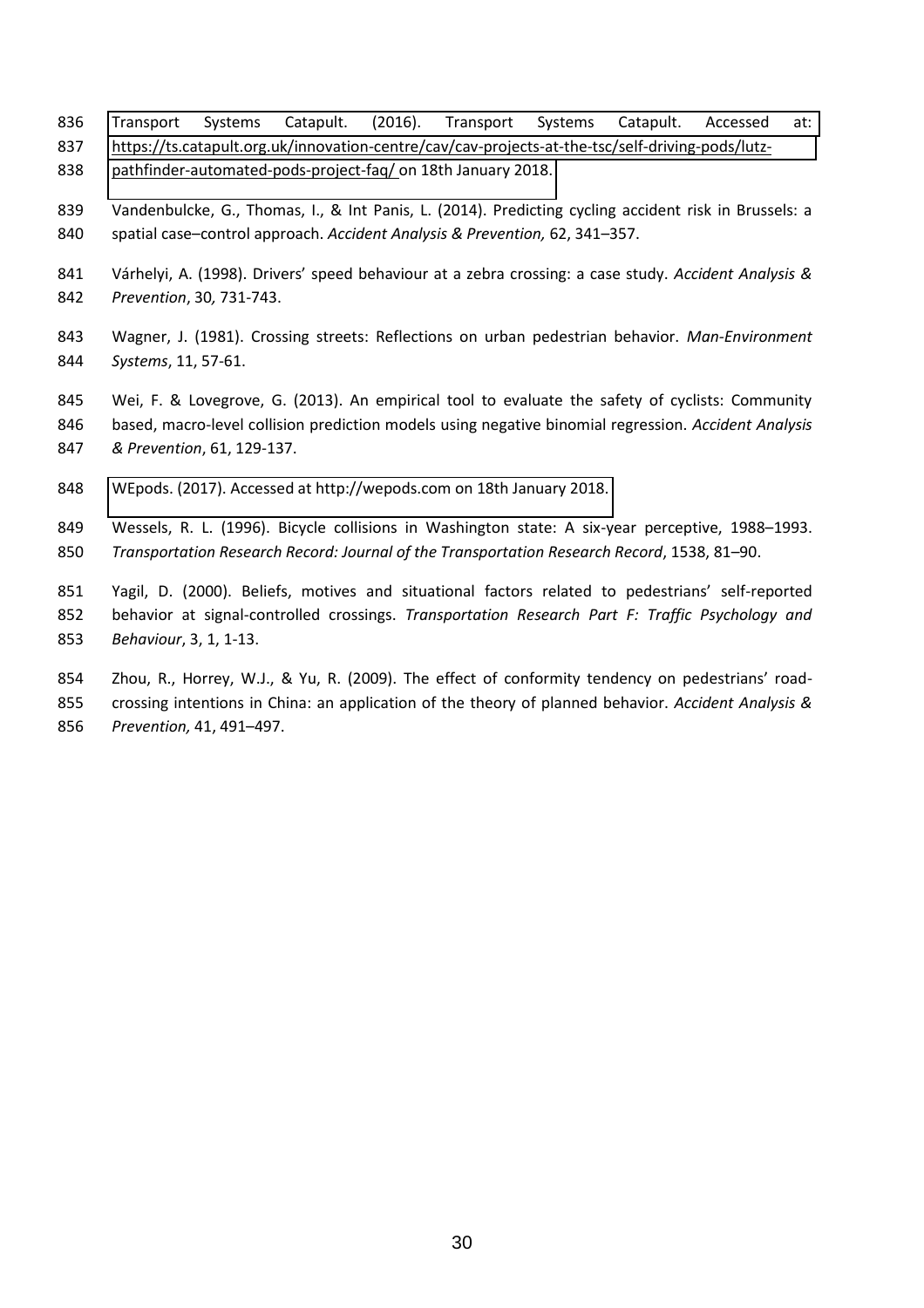Transport Systems Catapult. (2016). Transport Systems Catapult. Accessed at: https://ts.catapult.org.uk/innovation-centre/cav/cav-projects-at-the-tsc/self-driving-pods/lutz-pathfinder-automated-pods-project-faq/ on 18th January 2018.

Vandenbulcke, G., Thomas, I., & Int Panis, L. (2014). Predicting cycling accident risk in Brussels: a spatial case–control approach. *Accident Analysis & Prevention,* 62, 341–357.

Várhelyi, A. (1998). Drivers' speed behaviour at a zebra crossing: a case study. *Accident Analysis & Prevention*, 30*,* 731-743.

Wagner, J. (1981). Crossing streets: Reflections on urban pedestrian behavior. *Man-Environment Systems*, 11, 57-61.

Wei, F. & Lovegrove, G. (2013). An empirical tool to evaluate the safety of cyclists: Community based, macro-level collision prediction models using negative binomial regression. *Accident Analysis & Prevention*, 61, 129-137.

WEpods. (2017). Accessed at http://wepods.com on 18th January 2018.

Wessels, R. L. (1996). Bicycle collisions in Washington state: A six-year perceptive, 1988–1993. *Transportation Research Record: Journal of the Transportation Research Record*, 1538, 81–90.

Yagil, D. (2000). Beliefs, motives and situational factors related to pedestrians' self-reported behavior at signal-controlled crossings. *Transportation Research Part F: Traffic Psychology and Behaviour*, 3, 1, 1-13.

Zhou, R., Horrey, W.J., & Yu, R. (2009). The effect of conformity tendency on pedestrians' road-crossing intentions in China: an application of the theory of planned behavior. *Accident Analysis & Prevention,* 41, 491–497.